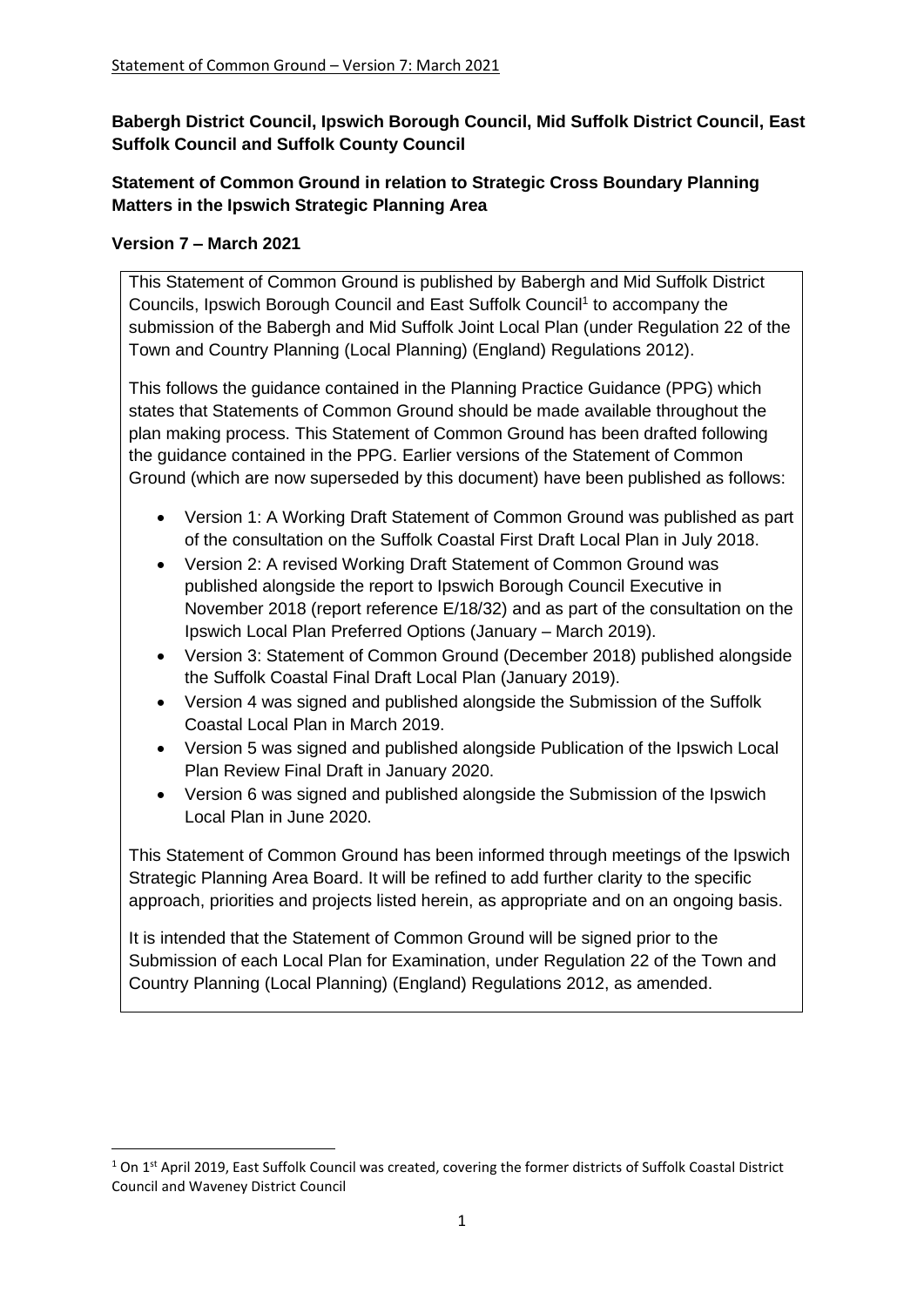**Babergh District Council, Ipswich Borough Council, Mid Suffolk District Council, East Suffolk Council and Suffolk County Council**

**Statement of Common Ground in relation to Strategic Cross Boundary Planning Matters in the Ipswich Strategic Planning Area**

**Version 7 – March 2021**

This Statement of Common Ground is published by Babergh and Mid Suffolk District Councils, Ipswich Borough Council and East Suffolk Council[1] to accompany the submission of the Babergh and Mid Suffolk Joint Local Plan (under Regulation 22 of the Town and Country Planning (Local Planning) (England) Regulations 2012).

This follows the guidance contained in the Planning Practice Guidance (PPG) which states that Statements of Common Ground should be made available throughout the plan making process. This Statement of Common Ground has been drafted following the guidance contained in the PPG. Earlier versions of the Statement of Common Ground (which are now superseded by this document) have been published as follows:

- Version 1: A Working Draft Statement of Common Ground was published as part of the consultation on the Suffolk Coastal First Draft Local Plan in July 2018.
- Version 2: A revised Working Draft Statement of Common Ground was published alongside the report to Ipswich Borough Council Executive in November 2018 (report reference E/18/32) and as part of the consultation on the Ipswich Local Plan Preferred Options (January – March 2019).
- Version 3: Statement of Common Ground (December 2018) published alongside the Suffolk Coastal Final Draft Local Plan (January 2019).
- Version 4 was signed and published alongside the Submission of the Suffolk Coastal Local Plan in March 2019.
- Version 5 was signed and published alongside Publication of the Ipswich Local Plan Review Final Draft in January 2020.
- Version 6 was signed and published alongside the Submission of the Ipswich Local Plan in June 2020.

This Statement of Common Ground has been informed through meetings of the Ipswich Strategic Planning Area Board. It will be refined to add further clarity to the specific approach, priorities and projects listed herein, as appropriate and on an ongoing basis.

It is intended that the Statement of Common Ground will be signed prior to the Submission of each Local Plan for Examination, under Regulation 22 of the Town and Country Planning (Local Planning) (England) Regulations 2012, as amended.

---

[1] On 1st April 2019, East Suffolk Council was created, covering the former districts of Suffolk Coastal District Council and Waveney District Council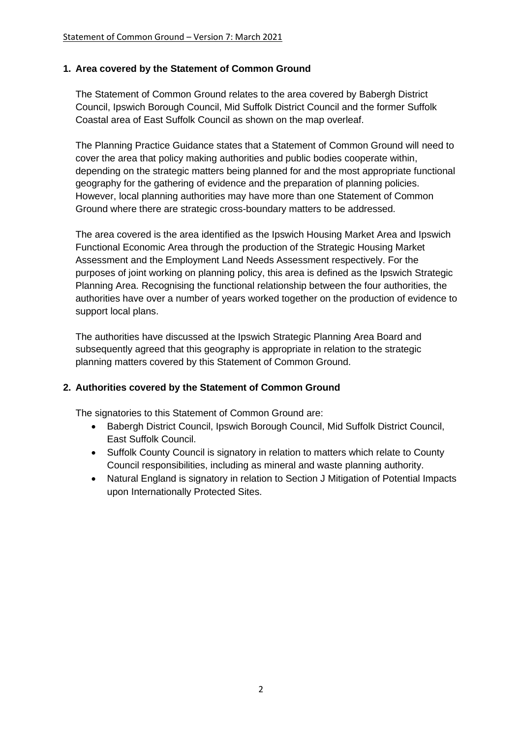## 1. Area covered by the Statement of Common Ground

The Statement of Common Ground relates to the area covered by Babergh District Council, Ipswich Borough Council, Mid Suffolk District Council and the former Suffolk Coastal area of East Suffolk Council as shown on the map overleaf.

The Planning Practice Guidance states that a Statement of Common Ground will need to cover the area that policy making authorities and public bodies cooperate within, depending on the strategic matters being planned for and the most appropriate functional geography for the gathering of evidence and the preparation of planning policies. However, local planning authorities may have more than one Statement of Common Ground where there are strategic cross-boundary matters to be addressed.

The area covered is the area identified as the Ipswich Housing Market Area and Ipswich Functional Economic Area through the production of the Strategic Housing Market Assessment and the Employment Land Needs Assessment respectively. For the purposes of joint working on planning policy, this area is defined as the Ipswich Strategic Planning Area. Recognising the functional relationship between the four authorities, the authorities have over a number of years worked together on the production of evidence to support local plans.

The authorities have discussed at the Ipswich Strategic Planning Area Board and subsequently agreed that this geography is appropriate in relation to the strategic planning matters covered by this Statement of Common Ground.

## 2. Authorities covered by the Statement of Common Ground

The signatories to this Statement of Common Ground are:

- Babergh District Council, Ipswich Borough Council, Mid Suffolk District Council, East Suffolk Council.
- Suffolk County Council is signatory in relation to matters which relate to County Council responsibilities, including as mineral and waste planning authority.
- Natural England is signatory in relation to Section J Mitigation of Potential Impacts upon Internationally Protected Sites.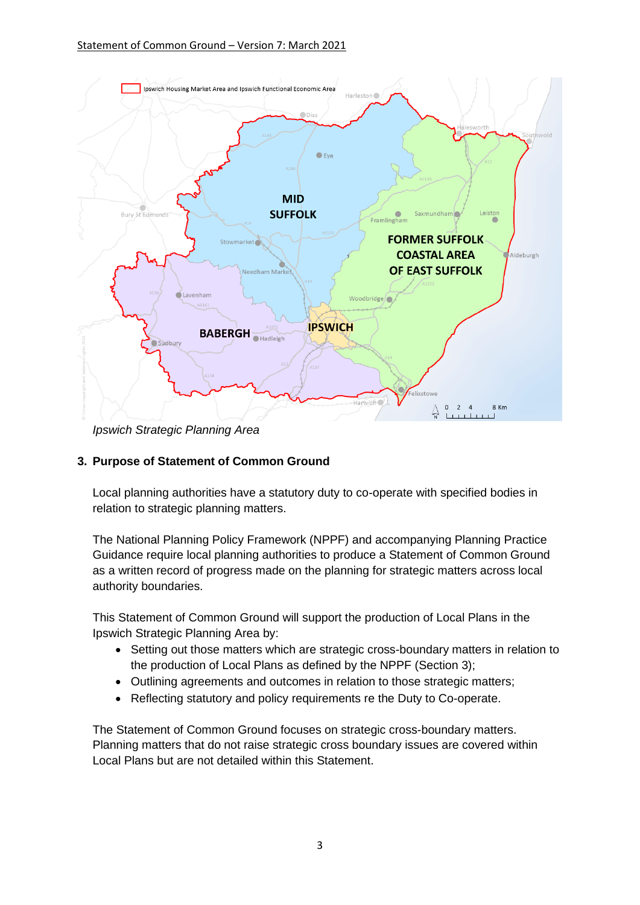*Ipswich Strategic Planning Area*

## 3. Purpose of Statement of Common Ground

Local planning authorities have a statutory duty to co-operate with specified bodies in relation to strategic planning matters.

The National Planning Policy Framework (NPPF) and accompanying Planning Practice Guidance require local planning authorities to produce a Statement of Common Ground as a written record of progress made on the planning for strategic matters across local authority boundaries.

This Statement of Common Ground will support the production of Local Plans in the Ipswich Strategic Planning Area by:

- Setting out those matters which are strategic cross-boundary matters in relation to the production of Local Plans as defined by the NPPF (Section 3);
- Outlining agreements and outcomes in relation to those strategic matters;
- Reflecting statutory and policy requirements re the Duty to Co-operate.

The Statement of Common Ground focuses on strategic cross-boundary matters. Planning matters that do not raise strategic cross boundary issues are covered within Local Plans but are not detailed within this Statement.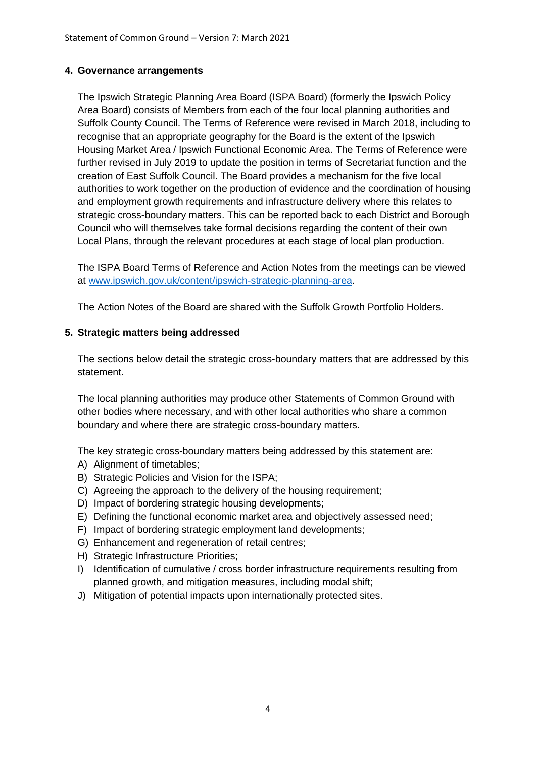## 4. Governance arrangements

The Ipswich Strategic Planning Area Board (ISPA Board) (formerly the Ipswich Policy Area Board) consists of Members from each of the four local planning authorities and Suffolk County Council. The Terms of Reference were revised in March 2018, including to recognise that an appropriate geography for the Board is the extent of the Ipswich Housing Market Area / Ipswich Functional Economic Area. The Terms of Reference were further revised in July 2019 to update the position in terms of Secretariat function and the creation of East Suffolk Council. The Board provides a mechanism for the five local authorities to work together on the production of evidence and the coordination of housing and employment growth requirements and infrastructure delivery where this relates to strategic cross-boundary matters. This can be reported back to each District and Borough Council who will themselves take formal decisions regarding the content of their own Local Plans, through the relevant procedures at each stage of local plan production.

The ISPA Board Terms of Reference and Action Notes from the meetings can be viewed at [www.ipswich.gov.uk/content/ipswich-strategic-planning-area](www.ipswich.gov.uk/content/ipswich-strategic-planning-area).

The Action Notes of the Board are shared with the Suffolk Growth Portfolio Holders.

## 5. Strategic matters being addressed

The sections below detail the strategic cross-boundary matters that are addressed by this statement.

The local planning authorities may produce other Statements of Common Ground with other bodies where necessary, and with other local authorities who share a common boundary and where there are strategic cross-boundary matters.

The key strategic cross-boundary matters being addressed by this statement are:

A) Alignment of timetables;
B) Strategic Policies and Vision for the ISPA;
C) Agreeing the approach to the delivery of the housing requirement;
D) Impact of bordering strategic housing developments;
E) Defining the functional economic market area and objectively assessed need;
F) Impact of bordering strategic employment land developments;
G) Enhancement and regeneration of retail centres;
H) Strategic Infrastructure Priorities;
I) Identification of cumulative / cross border infrastructure requirements resulting from planned growth, and mitigation measures, including modal shift;
J) Mitigation of potential impacts upon internationally protected sites.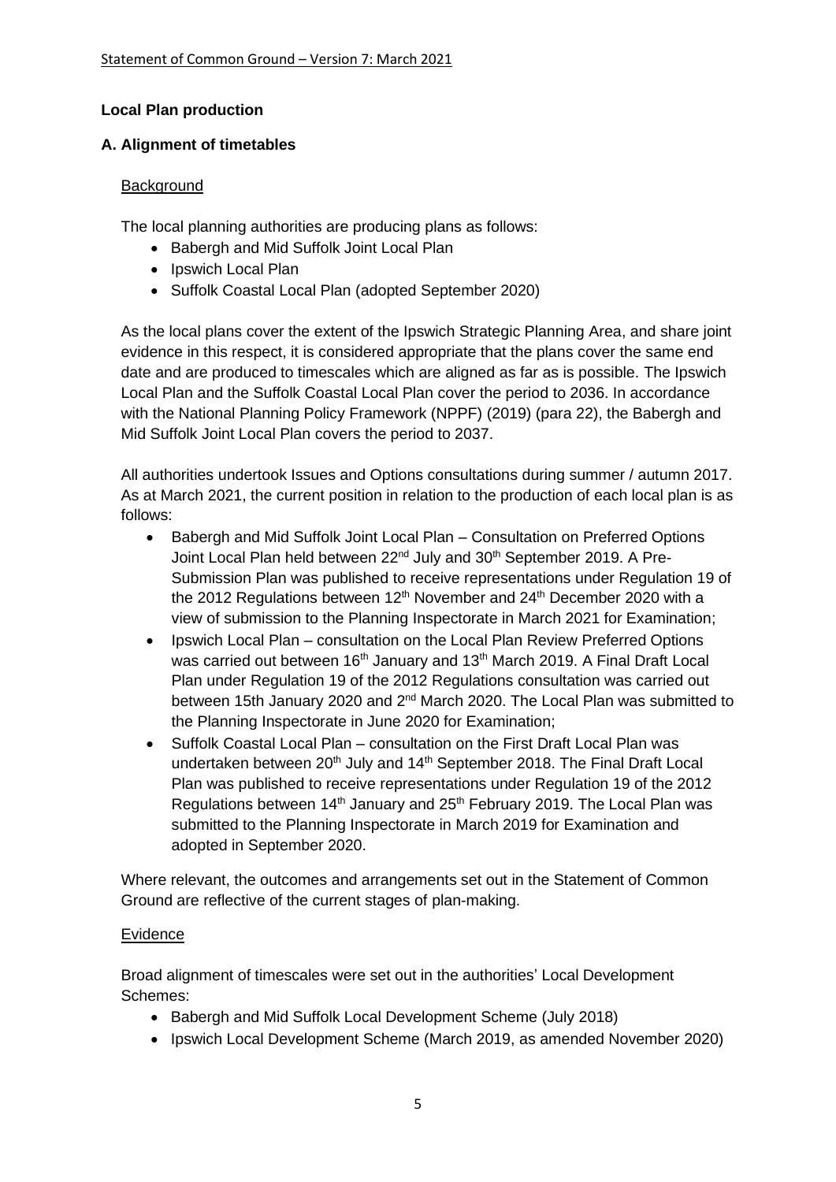## Local Plan production

### A. Alignment of timetables

Background

The local planning authorities are producing plans as follows:

- Babergh and Mid Suffolk Joint Local Plan
- Ipswich Local Plan
- Suffolk Coastal Local Plan (adopted September 2020)

As the local plans cover the extent of the Ipswich Strategic Planning Area, and share joint evidence in this respect, it is considered appropriate that the plans cover the same end date and are produced to timescales which are aligned as far as is possible. The Ipswich Local Plan and the Suffolk Coastal Local Plan cover the period to 2036. In accordance with the National Planning Policy Framework (NPPF) (2019) (para 22), the Babergh and Mid Suffolk Joint Local Plan covers the period to 2037.

All authorities undertook Issues and Options consultations during summer / autumn 2017. As at March 2021, the current position in relation to the production of each local plan is as follows:

- Babergh and Mid Suffolk Joint Local Plan – Consultation on Preferred Options Joint Local Plan held between 22nd July and 30th September 2019. A Pre-Submission Plan was published to receive representations under Regulation 19 of the 2012 Regulations between 12th November and 24th December 2020 with a view of submission to the Planning Inspectorate in March 2021 for Examination;
- Ipswich Local Plan – consultation on the Local Plan Review Preferred Options was carried out between 16th January and 13th March 2019. A Final Draft Local Plan under Regulation 19 of the 2012 Regulations consultation was carried out between 15th January 2020 and 2nd March 2020. The Local Plan was submitted to the Planning Inspectorate in June 2020 for Examination;
- Suffolk Coastal Local Plan – consultation on the First Draft Local Plan was undertaken between 20th July and 14th September 2018. The Final Draft Local Plan was published to receive representations under Regulation 19 of the 2012 Regulations between 14th January and 25th February 2019. The Local Plan was submitted to the Planning Inspectorate in March 2019 for Examination and adopted in September 2020.

Where relevant, the outcomes and arrangements set out in the Statement of Common Ground are reflective of the current stages of plan-making.

Evidence

Broad alignment of timescales were set out in the authorities' Local Development Schemes:

- Babergh and Mid Suffolk Local Development Scheme (July 2018)
- Ipswich Local Development Scheme (March 2019, as amended November 2020)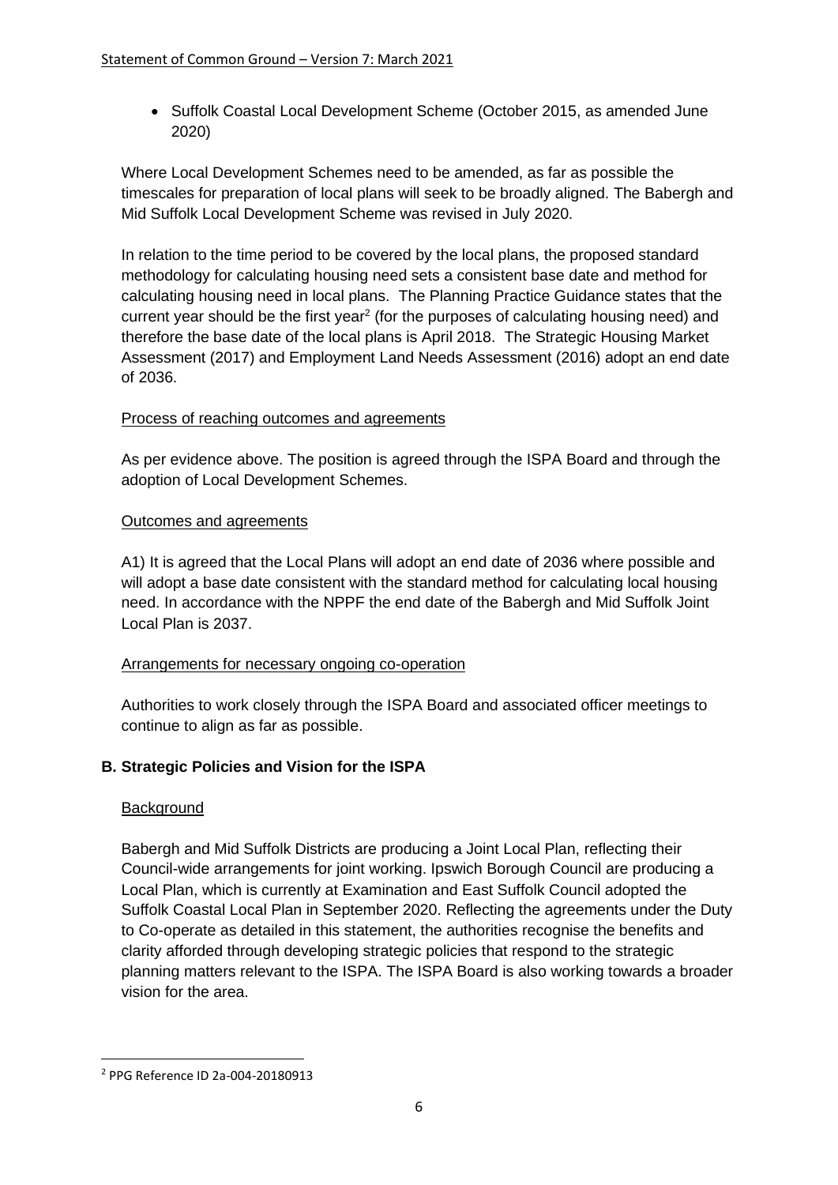- Suffolk Coastal Local Development Scheme (October 2015, as amended June 2020)

Where Local Development Schemes need to be amended, as far as possible the timescales for preparation of local plans will seek to be broadly aligned. The Babergh and Mid Suffolk Local Development Scheme was revised in July 2020.

In relation to the time period to be covered by the local plans, the proposed standard methodology for calculating housing need sets a consistent base date and method for calculating housing need in local plans. The Planning Practice Guidance states that the current year should be the first year[2] (for the purposes of calculating housing need) and therefore the base date of the local plans is April 2018. The Strategic Housing Market Assessment (2017) and Employment Land Needs Assessment (2016) adopt an end date of 2036.

Process of reaching outcomes and agreements

As per evidence above. The position is agreed through the ISPA Board and through the adoption of Local Development Schemes.

Outcomes and agreements

A1) It is agreed that the Local Plans will adopt an end date of 2036 where possible and will adopt a base date consistent with the standard method for calculating local housing need. In accordance with the NPPF the end date of the Babergh and Mid Suffolk Joint Local Plan is 2037.

Arrangements for necessary ongoing co-operation

Authorities to work closely through the ISPA Board and associated officer meetings to continue to align as far as possible.

## B. Strategic Policies and Vision for the ISPA

Background

Babergh and Mid Suffolk Districts are producing a Joint Local Plan, reflecting their Council-wide arrangements for joint working. Ipswich Borough Council are producing a Local Plan, which is currently at Examination and East Suffolk Council adopted the Suffolk Coastal Local Plan in September 2020. Reflecting the agreements under the Duty to Co-operate as detailed in this statement, the authorities recognise the benefits and clarity afforded through developing strategic policies that respond to the strategic planning matters relevant to the ISPA. The ISPA Board is also working towards a broader vision for the area.

[2] PPG Reference ID 2a-004-20180913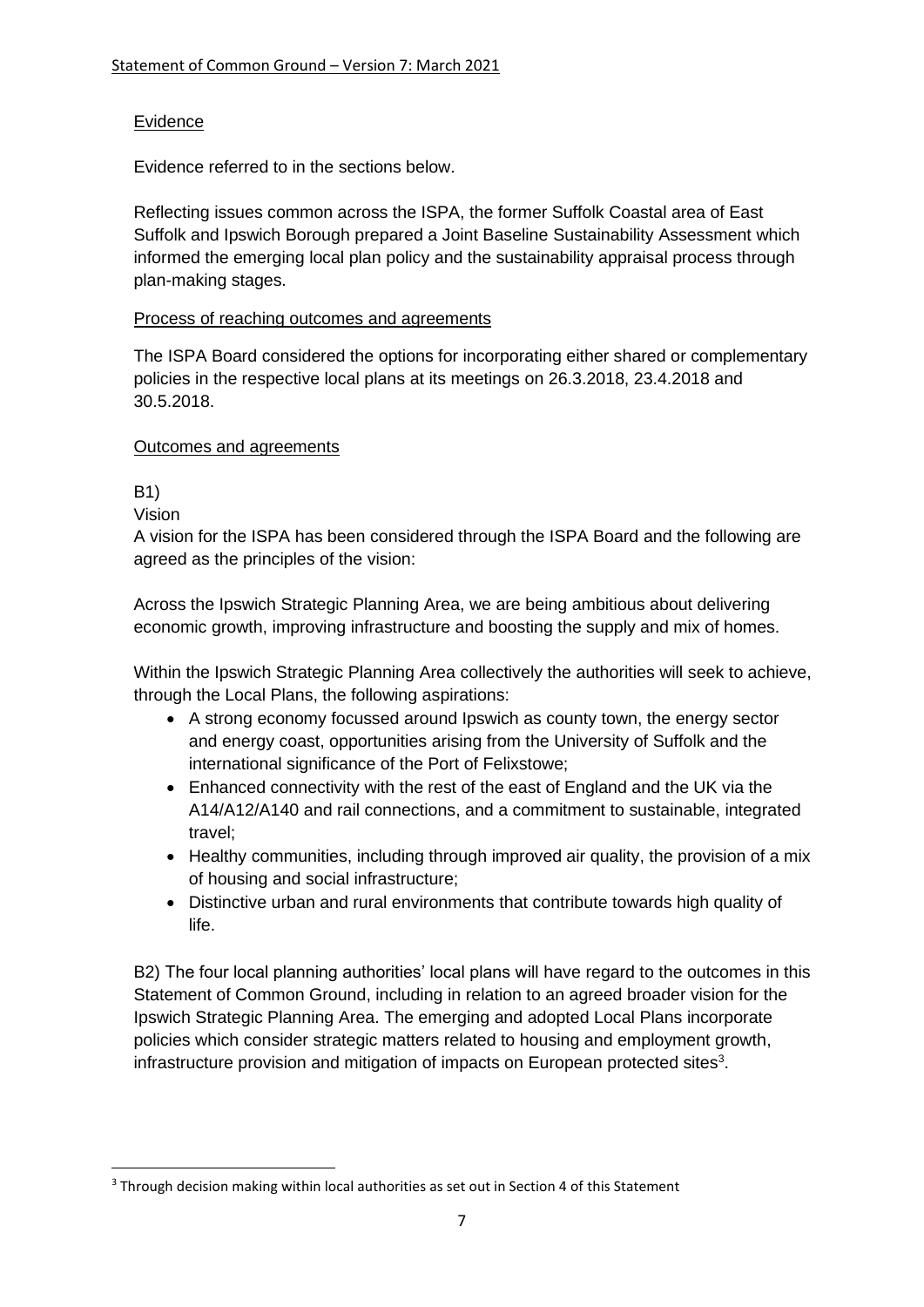Evidence

Evidence referred to in the sections below.

Reflecting issues common across the ISPA, the former Suffolk Coastal area of East Suffolk and Ipswich Borough prepared a Joint Baseline Sustainability Assessment which informed the emerging local plan policy and the sustainability appraisal process through plan-making stages.

Process of reaching outcomes and agreements

The ISPA Board considered the options for incorporating either shared or complementary policies in the respective local plans at its meetings on 26.3.2018, 23.4.2018 and 30.5.2018.

Outcomes and agreements

B1)

Vision

A vision for the ISPA has been considered through the ISPA Board and the following are agreed as the principles of the vision:

Across the Ipswich Strategic Planning Area, we are being ambitious about delivering economic growth, improving infrastructure and boosting the supply and mix of homes.

Within the Ipswich Strategic Planning Area collectively the authorities will seek to achieve, through the Local Plans, the following aspirations:

- A strong economy focussed around Ipswich as county town, the energy sector and energy coast, opportunities arising from the University of Suffolk and the international significance of the Port of Felixstowe;
- Enhanced connectivity with the rest of the east of England and the UK via the A14/A12/A140 and rail connections, and a commitment to sustainable, integrated travel;
- Healthy communities, including through improved air quality, the provision of a mix of housing and social infrastructure;
- Distinctive urban and rural environments that contribute towards high quality of life.

B2) The four local planning authorities' local plans will have regard to the outcomes in this Statement of Common Ground, including in relation to an agreed broader vision for the Ipswich Strategic Planning Area. The emerging and adopted Local Plans incorporate policies which consider strategic matters related to housing and employment growth, infrastructure provision and mitigation of impacts on European protected sites[3].

[3] Through decision making within local authorities as set out in Section 4 of this Statement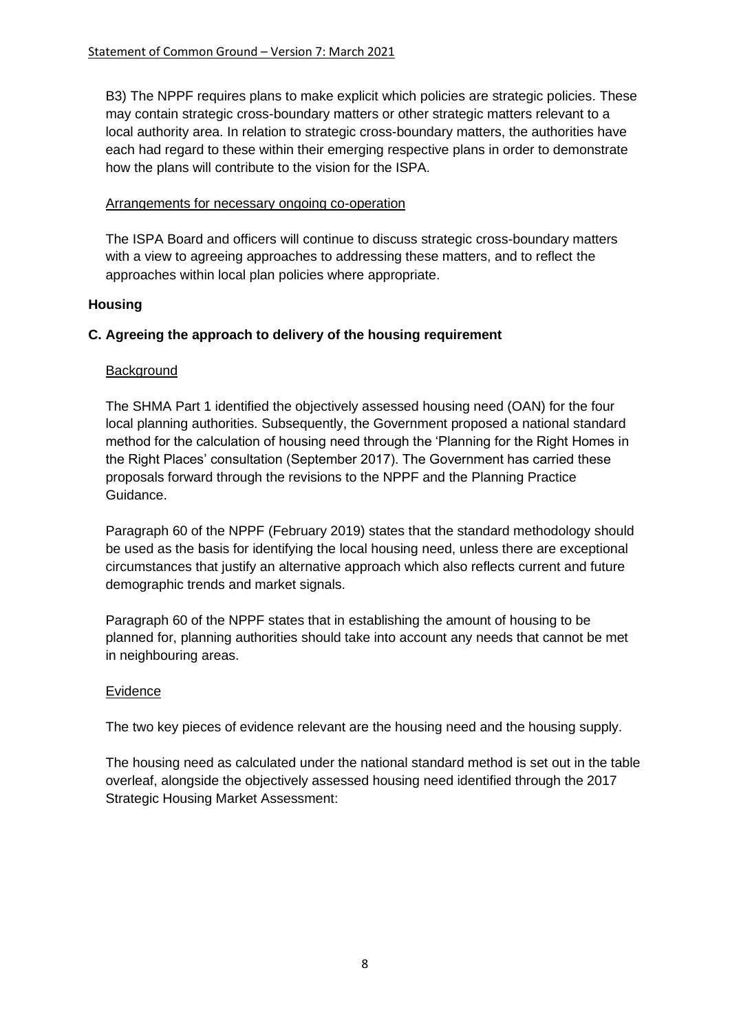B3) The NPPF requires plans to make explicit which policies are strategic policies. These may contain strategic cross-boundary matters or other strategic matters relevant to a local authority area. In relation to strategic cross-boundary matters, the authorities have each had regard to these within their emerging respective plans in order to demonstrate how the plans will contribute to the vision for the ISPA.

Arrangements for necessary ongoing co-operation

The ISPA Board and officers will continue to discuss strategic cross-boundary matters with a view to agreeing approaches to addressing these matters, and to reflect the approaches within local plan policies where appropriate.

## Housing

### C. Agreeing the approach to delivery of the housing requirement

Background

The SHMA Part 1 identified the objectively assessed housing need (OAN) for the four local planning authorities. Subsequently, the Government proposed a national standard method for the calculation of housing need through the 'Planning for the Right Homes in the Right Places' consultation (September 2017). The Government has carried these proposals forward through the revisions to the NPPF and the Planning Practice Guidance.

Paragraph 60 of the NPPF (February 2019) states that the standard methodology should be used as the basis for identifying the local housing need, unless there are exceptional circumstances that justify an alternative approach which also reflects current and future demographic trends and market signals.

Paragraph 60 of the NPPF states that in establishing the amount of housing to be planned for, planning authorities should take into account any needs that cannot be met in neighbouring areas.

Evidence

The two key pieces of evidence relevant are the housing need and the housing supply.

The housing need as calculated under the national standard method is set out in the table overleaf, alongside the objectively assessed housing need identified through the 2017 Strategic Housing Market Assessment: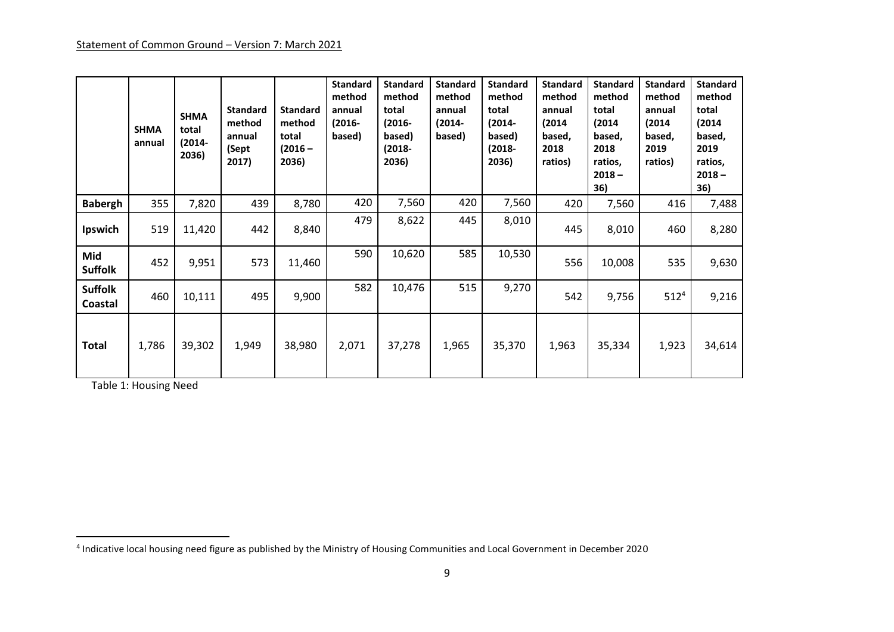| | SHMA annual | SHMA total (2014-2036) | Standard method annual (Sept 2017) | Standard method total (2016 – 2036) | Standard method annual (2016-based) | Standard method total (2016-based) (2018-2036) | Standard method annual (2014-based) | Standard method total (2014-based) (2018-2036) | Standard method annual (2014 based, 2018 ratios) | Standard method total (2014 based, 2018 ratios, 2018 – 36) | Standard method annual (2014 based, 2019 ratios) | Standard method total (2014 based, 2019 ratios, 2018 – 36) |
|---|---|---|---|---|---|---|---|---|---|---|---|---|
| **Babergh** | 355 | 7,820 | 439 | 8,780 | 420 | 7,560 | 420 | 7,560 | 420 | 7,560 | 416 | 7,488 |
| **Ipswich** | 519 | 11,420 | 442 | 8,840 | 479 | 8,622 | 445 | 8,010 | 445 | 8,010 | 460 | 8,280 |
| **Mid Suffolk** | 452 | 9,951 | 573 | 11,460 | 590 | 10,620 | 585 | 10,530 | 556 | 10,008 | 535 | 9,630 |
| **Suffolk Coastal** | 460 | 10,111 | 495 | 9,900 | 582 | 10,476 | 515 | 9,270 | 542 | 9,756 | 512[4] | 9,216 |
| **Total** | 1,786 | 39,302 | 1,949 | 38,980 | 2,071 | 37,278 | 1,965 | 35,370 | 1,963 | 35,334 | 1,923 | 34,614 |

Table 1: Housing Need

[4] Indicative local housing need figure as published by the Ministry of Housing Communities and Local Government in December 2020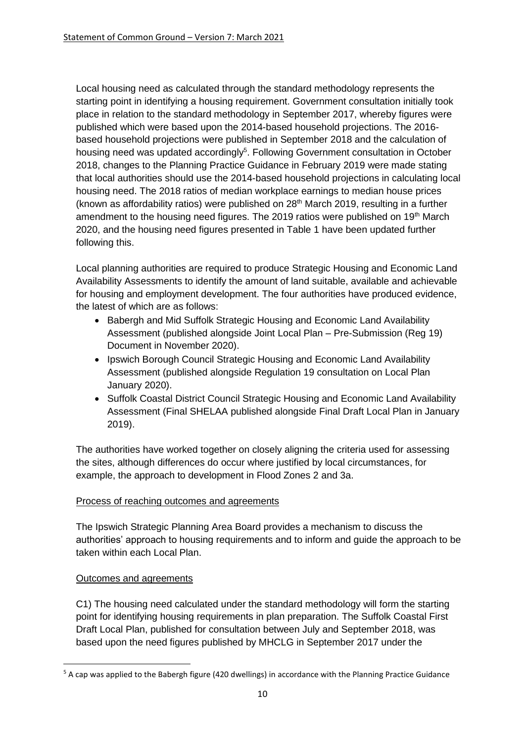Local housing need as calculated through the standard methodology represents the starting point in identifying a housing requirement. Government consultation initially took place in relation to the standard methodology in September 2017, whereby figures were published which were based upon the 2014-based household projections. The 2016-based household projections were published in September 2018 and the calculation of housing need was updated accordingly[5]. Following Government consultation in October 2018, changes to the Planning Practice Guidance in February 2019 were made stating that local authorities should use the 2014-based household projections in calculating local housing need. The 2018 ratios of median workplace earnings to median house prices (known as affordability ratios) were published on 28th March 2019, resulting in a further amendment to the housing need figures. The 2019 ratios were published on 19th March 2020, and the housing need figures presented in Table 1 have been updated further following this.

Local planning authorities are required to produce Strategic Housing and Economic Land Availability Assessments to identify the amount of land suitable, available and achievable for housing and employment development. The four authorities have produced evidence, the latest of which are as follows:

- Babergh and Mid Suffolk Strategic Housing and Economic Land Availability Assessment (published alongside Joint Local Plan – Pre-Submission (Reg 19) Document in November 2020).
- Ipswich Borough Council Strategic Housing and Economic Land Availability Assessment (published alongside Regulation 19 consultation on Local Plan January 2020).
- Suffolk Coastal District Council Strategic Housing and Economic Land Availability Assessment (Final SHELAA published alongside Final Draft Local Plan in January 2019).

The authorities have worked together on closely aligning the criteria used for assessing the sites, although differences do occur where justified by local circumstances, for example, the approach to development in Flood Zones 2 and 3a.

<u>Process of reaching outcomes and agreements</u>

The Ipswich Strategic Planning Area Board provides a mechanism to discuss the authorities' approach to housing requirements and to inform and guide the approach to be taken within each Local Plan.

<u>Outcomes and agreements</u>

C1) The housing need calculated under the standard methodology will form the starting point for identifying housing requirements in plan preparation. The Suffolk Coastal First Draft Local Plan, published for consultation between July and September 2018, was based upon the need figures published by MHCLG in September 2017 under the

[5] A cap was applied to the Babergh figure (420 dwellings) in accordance with the Planning Practice Guidance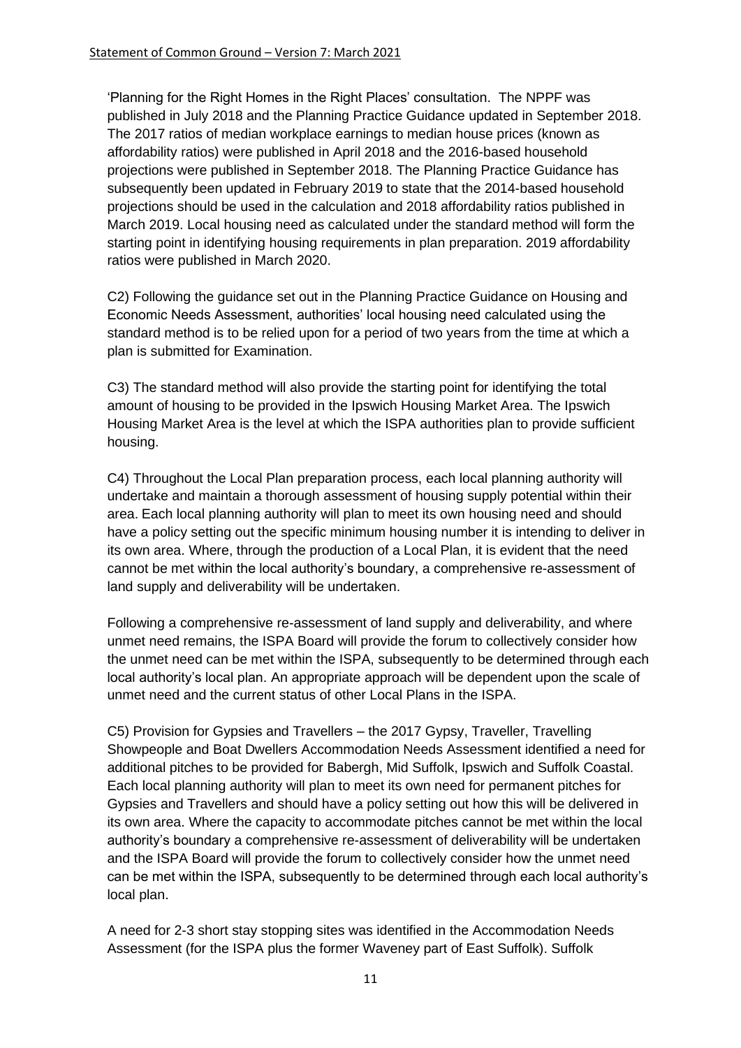'Planning for the Right Homes in the Right Places' consultation. The NPPF was published in July 2018 and the Planning Practice Guidance updated in September 2018. The 2017 ratios of median workplace earnings to median house prices (known as affordability ratios) were published in April 2018 and the 2016-based household projections were published in September 2018. The Planning Practice Guidance has subsequently been updated in February 2019 to state that the 2014-based household projections should be used in the calculation and 2018 affordability ratios published in March 2019. Local housing need as calculated under the standard method will form the starting point in identifying housing requirements in plan preparation. 2019 affordability ratios were published in March 2020.

C2) Following the guidance set out in the Planning Practice Guidance on Housing and Economic Needs Assessment, authorities' local housing need calculated using the standard method is to be relied upon for a period of two years from the time at which a plan is submitted for Examination.

C3) The standard method will also provide the starting point for identifying the total amount of housing to be provided in the Ipswich Housing Market Area. The Ipswich Housing Market Area is the level at which the ISPA authorities plan to provide sufficient housing.

C4) Throughout the Local Plan preparation process, each local planning authority will undertake and maintain a thorough assessment of housing supply potential within their area. Each local planning authority will plan to meet its own housing need and should have a policy setting out the specific minimum housing number it is intending to deliver in its own area. Where, through the production of a Local Plan, it is evident that the need cannot be met within the local authority's boundary, a comprehensive re-assessment of land supply and deliverability will be undertaken.

Following a comprehensive re-assessment of land supply and deliverability, and where unmet need remains, the ISPA Board will provide the forum to collectively consider how the unmet need can be met within the ISPA, subsequently to be determined through each local authority's local plan. An appropriate approach will be dependent upon the scale of unmet need and the current status of other Local Plans in the ISPA.

C5) Provision for Gypsies and Travellers – the 2017 Gypsy, Traveller, Travelling Showpeople and Boat Dwellers Accommodation Needs Assessment identified a need for additional pitches to be provided for Babergh, Mid Suffolk, Ipswich and Suffolk Coastal. Each local planning authority will plan to meet its own need for permanent pitches for Gypsies and Travellers and should have a policy setting out how this will be delivered in its own area. Where the capacity to accommodate pitches cannot be met within the local authority's boundary a comprehensive re-assessment of deliverability will be undertaken and the ISPA Board will provide the forum to collectively consider how the unmet need can be met within the ISPA, subsequently to be determined through each local authority's local plan.

A need for 2-3 short stay stopping sites was identified in the Accommodation Needs Assessment (for the ISPA plus the former Waveney part of East Suffolk). Suffolk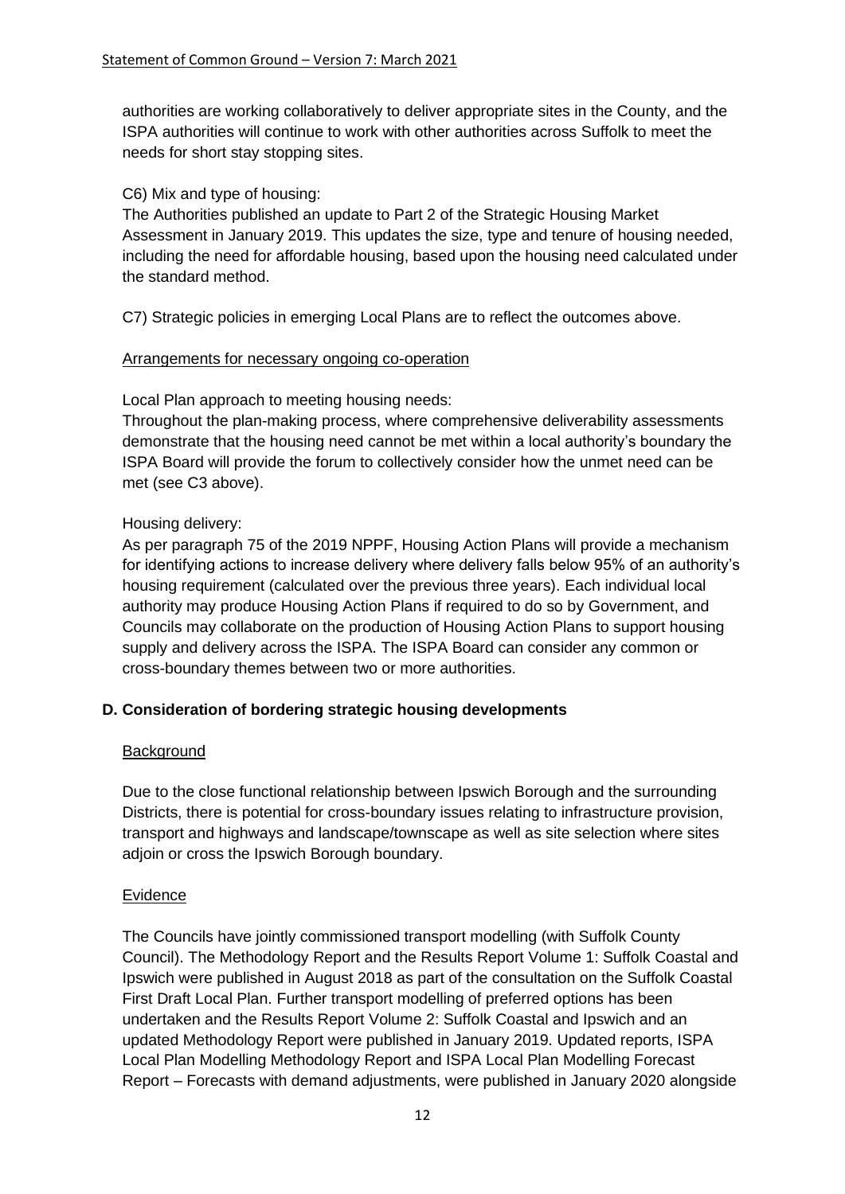authorities are working collaboratively to deliver appropriate sites in the County, and the ISPA authorities will continue to work with other authorities across Suffolk to meet the needs for short stay stopping sites.

C6) Mix and type of housing:
The Authorities published an update to Part 2 of the Strategic Housing Market Assessment in January 2019. This updates the size, type and tenure of housing needed, including the need for affordable housing, based upon the housing need calculated under the standard method.

C7) Strategic policies in emerging Local Plans are to reflect the outcomes above.

<u>Arrangements for necessary ongoing co-operation</u>

Local Plan approach to meeting housing needs:
Throughout the plan-making process, where comprehensive deliverability assessments demonstrate that the housing need cannot be met within a local authority's boundary the ISPA Board will provide the forum to collectively consider how the unmet need can be met (see C3 above).

Housing delivery:
As per paragraph 75 of the 2019 NPPF, Housing Action Plans will provide a mechanism for identifying actions to increase delivery where delivery falls below 95% of an authority's housing requirement (calculated over the previous three years). Each individual local authority may produce Housing Action Plans if required to do so by Government, and Councils may collaborate on the production of Housing Action Plans to support housing supply and delivery across the ISPA. The ISPA Board can consider any common or cross-boundary themes between two or more authorities.

## D. Consideration of bordering strategic housing developments

<u>Background</u>

Due to the close functional relationship between Ipswich Borough and the surrounding Districts, there is potential for cross-boundary issues relating to infrastructure provision, transport and highways and landscape/townscape as well as site selection where sites adjoin or cross the Ipswich Borough boundary.

<u>Evidence</u>

The Councils have jointly commissioned transport modelling (with Suffolk County Council). The Methodology Report and the Results Report Volume 1: Suffolk Coastal and Ipswich were published in August 2018 as part of the consultation on the Suffolk Coastal First Draft Local Plan. Further transport modelling of preferred options has been undertaken and the Results Report Volume 2: Suffolk Coastal and Ipswich and an updated Methodology Report were published in January 2019. Updated reports, ISPA Local Plan Modelling Methodology Report and ISPA Local Plan Modelling Forecast Report – Forecasts with demand adjustments, were published in January 2020 alongside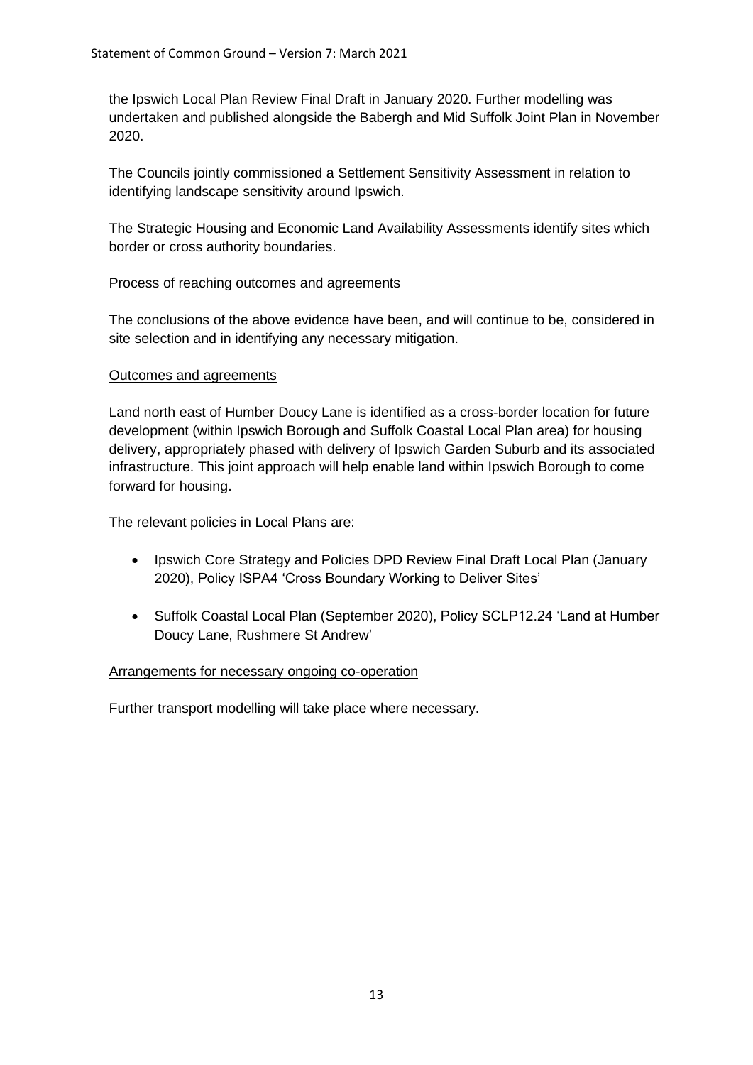the Ipswich Local Plan Review Final Draft in January 2020. Further modelling was undertaken and published alongside the Babergh and Mid Suffolk Joint Plan in November 2020.

The Councils jointly commissioned a Settlement Sensitivity Assessment in relation to identifying landscape sensitivity around Ipswich.

The Strategic Housing and Economic Land Availability Assessments identify sites which border or cross authority boundaries.

Process of reaching outcomes and agreements

The conclusions of the above evidence have been, and will continue to be, considered in site selection and in identifying any necessary mitigation.

Outcomes and agreements

Land north east of Humber Doucy Lane is identified as a cross-border location for future development (within Ipswich Borough and Suffolk Coastal Local Plan area) for housing delivery, appropriately phased with delivery of Ipswich Garden Suburb and its associated infrastructure. This joint approach will help enable land within Ipswich Borough to come forward for housing.

The relevant policies in Local Plans are:

- Ipswich Core Strategy and Policies DPD Review Final Draft Local Plan (January 2020), Policy ISPA4 'Cross Boundary Working to Deliver Sites'
- Suffolk Coastal Local Plan (September 2020), Policy SCLP12.24 'Land at Humber Doucy Lane, Rushmere St Andrew'

Arrangements for necessary ongoing co-operation

Further transport modelling will take place where necessary.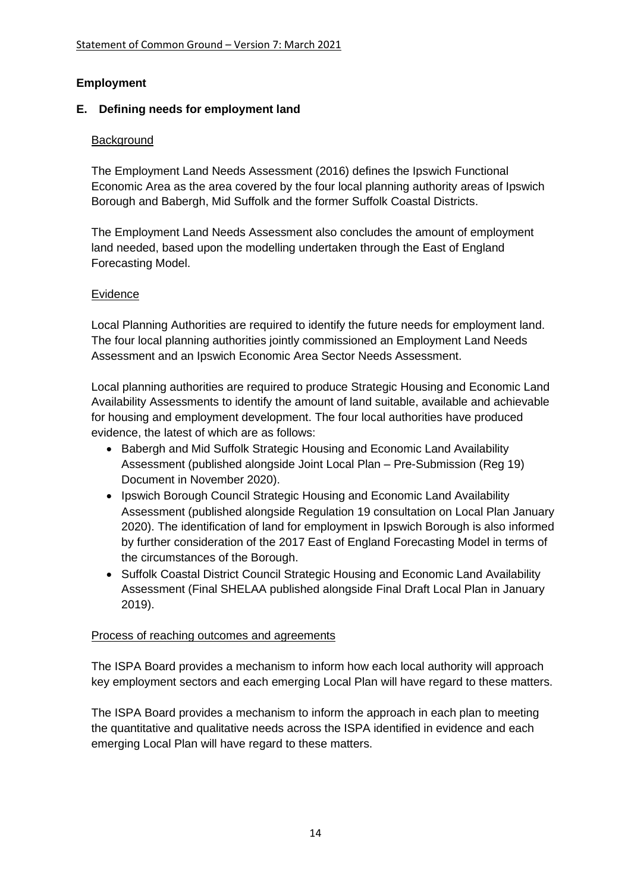## Employment

### E. Defining needs for employment land

Background

The Employment Land Needs Assessment (2016) defines the Ipswich Functional Economic Area as the area covered by the four local planning authority areas of Ipswich Borough and Babergh, Mid Suffolk and the former Suffolk Coastal Districts.

The Employment Land Needs Assessment also concludes the amount of employment land needed, based upon the modelling undertaken through the East of England Forecasting Model.

Evidence

Local Planning Authorities are required to identify the future needs for employment land. The four local planning authorities jointly commissioned an Employment Land Needs Assessment and an Ipswich Economic Area Sector Needs Assessment.

Local planning authorities are required to produce Strategic Housing and Economic Land Availability Assessments to identify the amount of land suitable, available and achievable for housing and employment development. The four local authorities have produced evidence, the latest of which are as follows:

- Babergh and Mid Suffolk Strategic Housing and Economic Land Availability Assessment (published alongside Joint Local Plan – Pre-Submission (Reg 19) Document in November 2020).
- Ipswich Borough Council Strategic Housing and Economic Land Availability Assessment (published alongside Regulation 19 consultation on Local Plan January 2020). The identification of land for employment in Ipswich Borough is also informed by further consideration of the 2017 East of England Forecasting Model in terms of the circumstances of the Borough.
- Suffolk Coastal District Council Strategic Housing and Economic Land Availability Assessment (Final SHELAA published alongside Final Draft Local Plan in January 2019).

Process of reaching outcomes and agreements

The ISPA Board provides a mechanism to inform how each local authority will approach key employment sectors and each emerging Local Plan will have regard to these matters.

The ISPA Board provides a mechanism to inform the approach in each plan to meeting the quantitative and qualitative needs across the ISPA identified in evidence and each emerging Local Plan will have regard to these matters.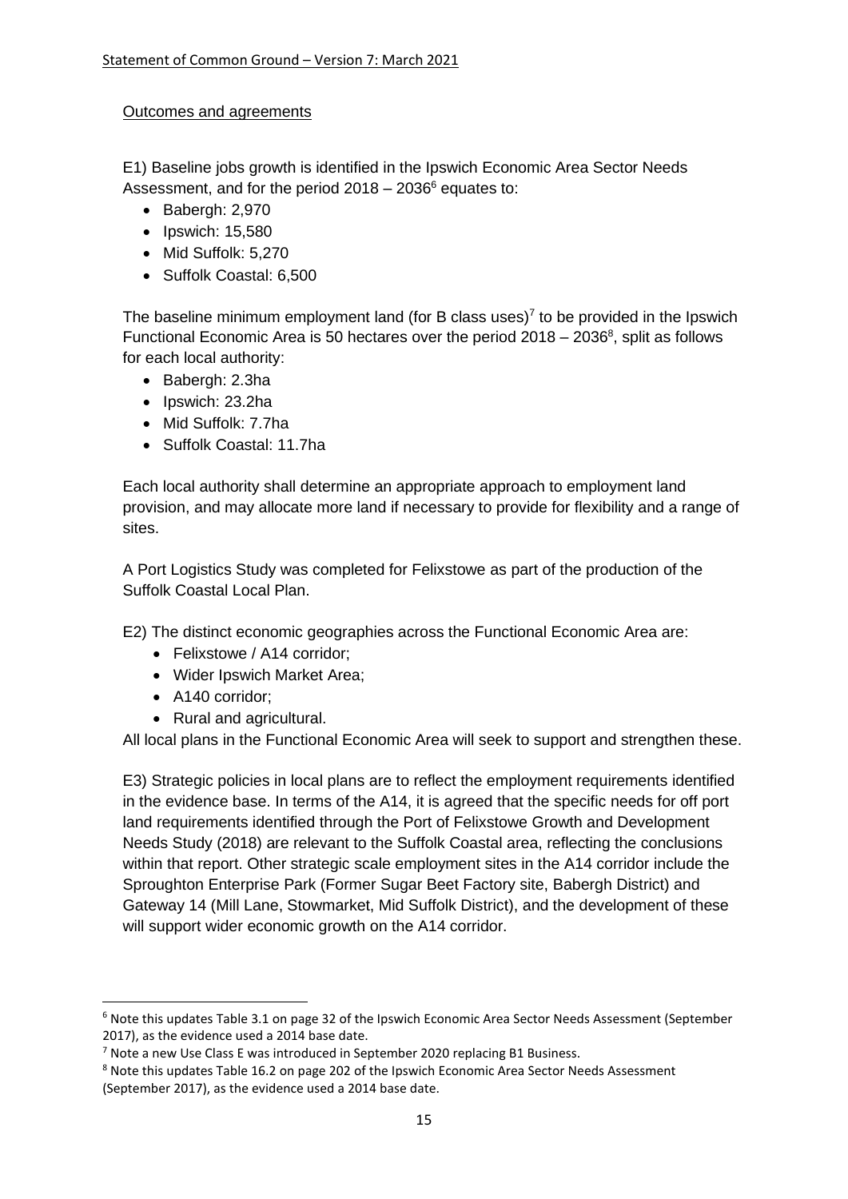Outcomes and agreements

E1) Baseline jobs growth is identified in the Ipswich Economic Area Sector Needs Assessment, and for the period 2018 – 2036[6] equates to:

- Babergh: 2,970
- Ipswich: 15,580
- Mid Suffolk: 5,270
- Suffolk Coastal: 6,500

The baseline minimum employment land (for B class uses)[7] to be provided in the Ipswich Functional Economic Area is 50 hectares over the period 2018 – 2036[8], split as follows for each local authority:

- Babergh: 2.3ha
- Ipswich: 23.2ha
- Mid Suffolk: 7.7ha
- Suffolk Coastal: 11.7ha

Each local authority shall determine an appropriate approach to employment land provision, and may allocate more land if necessary to provide for flexibility and a range of sites.

A Port Logistics Study was completed for Felixstowe as part of the production of the Suffolk Coastal Local Plan.

E2) The distinct economic geographies across the Functional Economic Area are:

- Felixstowe / A14 corridor;
- Wider Ipswich Market Area;
- A140 corridor;
- Rural and agricultural.

All local plans in the Functional Economic Area will seek to support and strengthen these.

E3) Strategic policies in local plans are to reflect the employment requirements identified in the evidence base. In terms of the A14, it is agreed that the specific needs for off port land requirements identified through the Port of Felixstowe Growth and Development Needs Study (2018) are relevant to the Suffolk Coastal area, reflecting the conclusions within that report. Other strategic scale employment sites in the A14 corridor include the Sproughton Enterprise Park (Former Sugar Beet Factory site, Babergh District) and Gateway 14 (Mill Lane, Stowmarket, Mid Suffolk District), and the development of these will support wider economic growth on the A14 corridor.

---

[6] Note this updates Table 3.1 on page 32 of the Ipswich Economic Area Sector Needs Assessment (September 2017), as the evidence used a 2014 base date.

[7] Note a new Use Class E was introduced in September 2020 replacing B1 Business.

[8] Note this updates Table 16.2 on page 202 of the Ipswich Economic Area Sector Needs Assessment (September 2017), as the evidence used a 2014 base date.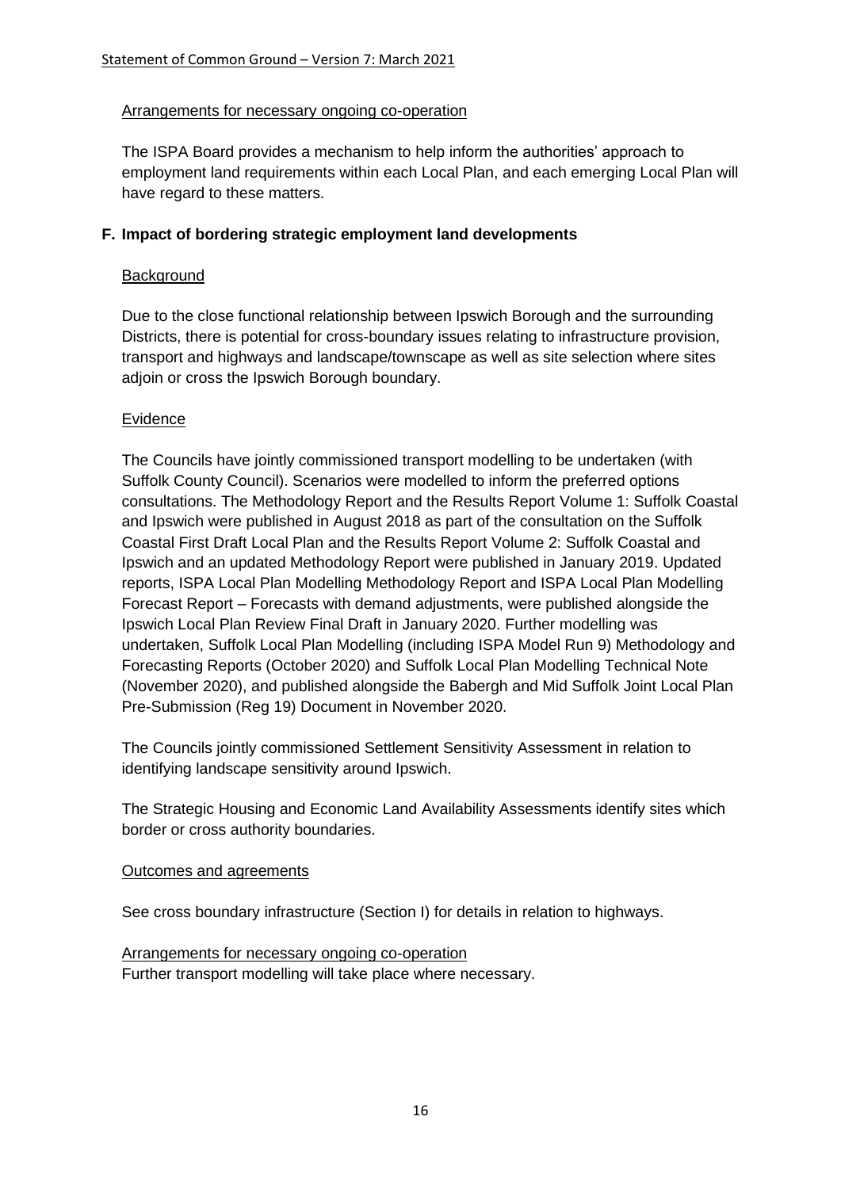Arrangements for necessary ongoing co-operation

The ISPA Board provides a mechanism to help inform the authorities' approach to employment land requirements within each Local Plan, and each emerging Local Plan will have regard to these matters.

## F. Impact of bordering strategic employment land developments

Background

Due to the close functional relationship between Ipswich Borough and the surrounding Districts, there is potential for cross-boundary issues relating to infrastructure provision, transport and highways and landscape/townscape as well as site selection where sites adjoin or cross the Ipswich Borough boundary.

Evidence

The Councils have jointly commissioned transport modelling to be undertaken (with Suffolk County Council). Scenarios were modelled to inform the preferred options consultations. The Methodology Report and the Results Report Volume 1: Suffolk Coastal and Ipswich were published in August 2018 as part of the consultation on the Suffolk Coastal First Draft Local Plan and the Results Report Volume 2: Suffolk Coastal and Ipswich and an updated Methodology Report were published in January 2019. Updated reports, ISPA Local Plan Modelling Methodology Report and ISPA Local Plan Modelling Forecast Report – Forecasts with demand adjustments, were published alongside the Ipswich Local Plan Review Final Draft in January 2020. Further modelling was undertaken, Suffolk Local Plan Modelling (including ISPA Model Run 9) Methodology and Forecasting Reports (October 2020) and Suffolk Local Plan Modelling Technical Note (November 2020), and published alongside the Babergh and Mid Suffolk Joint Local Plan Pre-Submission (Reg 19) Document in November 2020.

The Councils jointly commissioned Settlement Sensitivity Assessment in relation to identifying landscape sensitivity around Ipswich.

The Strategic Housing and Economic Land Availability Assessments identify sites which border or cross authority boundaries.

Outcomes and agreements

See cross boundary infrastructure (Section I) for details in relation to highways.

Arrangements for necessary ongoing co-operation

Further transport modelling will take place where necessary.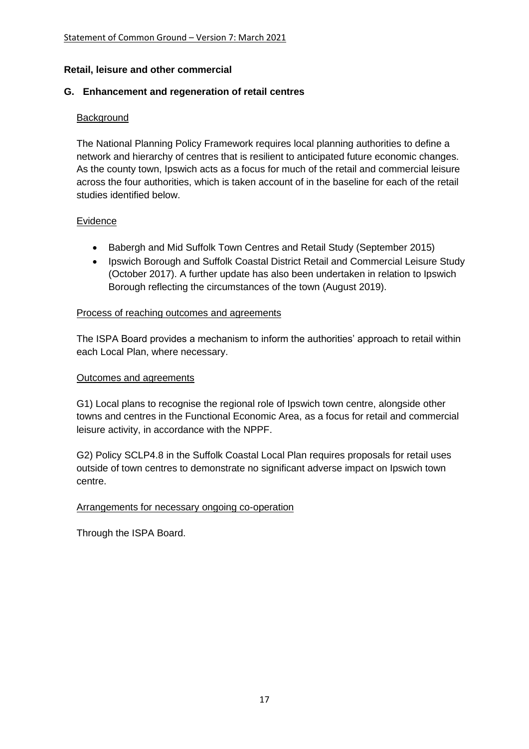## Retail, leisure and other commercial

### G. Enhancement and regeneration of retail centres

Background

The National Planning Policy Framework requires local planning authorities to define a network and hierarchy of centres that is resilient to anticipated future economic changes. As the county town, Ipswich acts as a focus for much of the retail and commercial leisure across the four authorities, which is taken account of in the baseline for each of the retail studies identified below.

Evidence

- Babergh and Mid Suffolk Town Centres and Retail Study (September 2015)
- Ipswich Borough and Suffolk Coastal District Retail and Commercial Leisure Study (October 2017). A further update has also been undertaken in relation to Ipswich Borough reflecting the circumstances of the town (August 2019).

Process of reaching outcomes and agreements

The ISPA Board provides a mechanism to inform the authorities' approach to retail within each Local Plan, where necessary.

Outcomes and agreements

G1) Local plans to recognise the regional role of Ipswich town centre, alongside other towns and centres in the Functional Economic Area, as a focus for retail and commercial leisure activity, in accordance with the NPPF.

G2) Policy SCLP4.8 in the Suffolk Coastal Local Plan requires proposals for retail uses outside of town centres to demonstrate no significant adverse impact on Ipswich town centre.

Arrangements for necessary ongoing co-operation

Through the ISPA Board.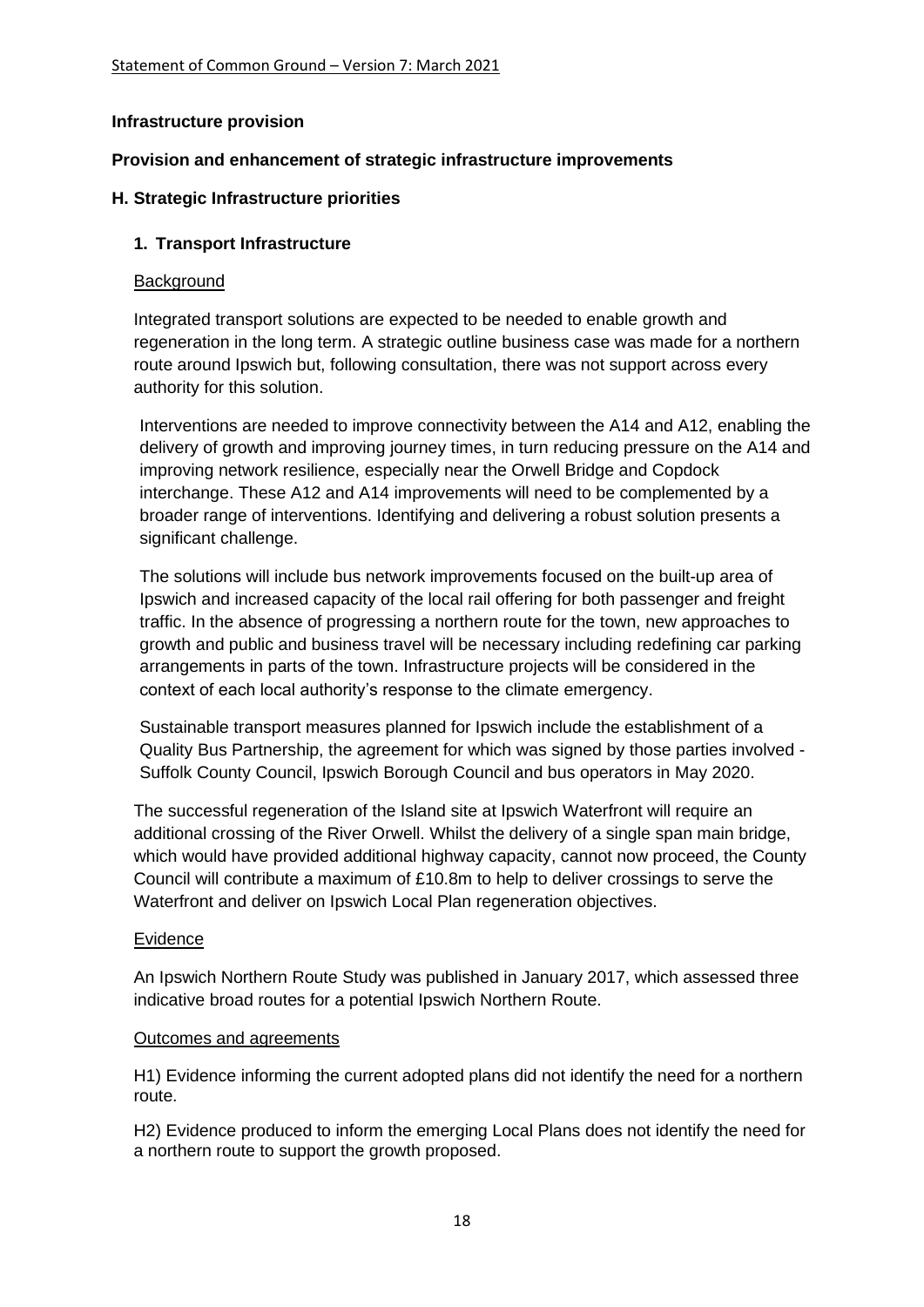**Infrastructure provision**

**Provision and enhancement of strategic infrastructure improvements**

**H. Strategic Infrastructure priorities**

**1. Transport Infrastructure**

Background

Integrated transport solutions are expected to be needed to enable growth and regeneration in the long term. A strategic outline business case was made for a northern route around Ipswich but, following consultation, there was not support across every authority for this solution.

Interventions are needed to improve connectivity between the A14 and A12, enabling the delivery of growth and improving journey times, in turn reducing pressure on the A14 and improving network resilience, especially near the Orwell Bridge and Copdock interchange. These A12 and A14 improvements will need to be complemented by a broader range of interventions. Identifying and delivering a robust solution presents a significant challenge.

The solutions will include bus network improvements focused on the built-up area of Ipswich and increased capacity of the local rail offering for both passenger and freight traffic. In the absence of progressing a northern route for the town, new approaches to growth and public and business travel will be necessary including redefining car parking arrangements in parts of the town. Infrastructure projects will be considered in the context of each local authority's response to the climate emergency.

Sustainable transport measures planned for Ipswich include the establishment of a Quality Bus Partnership, the agreement for which was signed by those parties involved - Suffolk County Council, Ipswich Borough Council and bus operators in May 2020.

The successful regeneration of the Island site at Ipswich Waterfront will require an additional crossing of the River Orwell. Whilst the delivery of a single span main bridge, which would have provided additional highway capacity, cannot now proceed, the County Council will contribute a maximum of £10.8m to help to deliver crossings to serve the Waterfront and deliver on Ipswich Local Plan regeneration objectives.

Evidence

An Ipswich Northern Route Study was published in January 2017, which assessed three indicative broad routes for a potential Ipswich Northern Route.

Outcomes and agreements

H1) Evidence informing the current adopted plans did not identify the need for a northern route.

H2) Evidence produced to inform the emerging Local Plans does not identify the need for a northern route to support the growth proposed.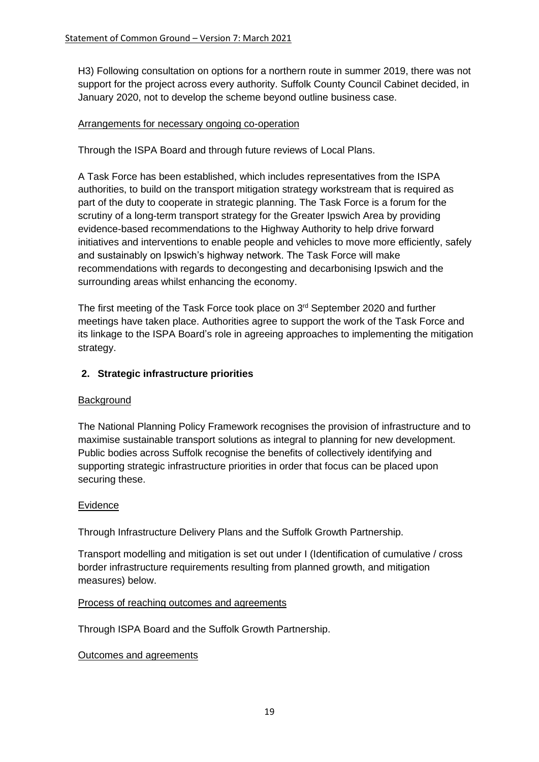H3) Following consultation on options for a northern route in summer 2019, there was not support for the project across every authority. Suffolk County Council Cabinet decided, in January 2020, not to develop the scheme beyond outline business case.

Arrangements for necessary ongoing co-operation

Through the ISPA Board and through future reviews of Local Plans.

A Task Force has been established, which includes representatives from the ISPA authorities, to build on the transport mitigation strategy workstream that is required as part of the duty to cooperate in strategic planning. The Task Force is a forum for the scrutiny of a long-term transport strategy for the Greater Ipswich Area by providing evidence-based recommendations to the Highway Authority to help drive forward initiatives and interventions to enable people and vehicles to move more efficiently, safely and sustainably on Ipswich's highway network. The Task Force will make recommendations with regards to decongesting and decarbonising Ipswich and the surrounding areas whilst enhancing the economy.

The first meeting of the Task Force took place on 3rd September 2020 and further meetings have taken place. Authorities agree to support the work of the Task Force and its linkage to the ISPA Board's role in agreeing approaches to implementing the mitigation strategy.

## 2. Strategic infrastructure priorities

Background

The National Planning Policy Framework recognises the provision of infrastructure and to maximise sustainable transport solutions as integral to planning for new development. Public bodies across Suffolk recognise the benefits of collectively identifying and supporting strategic infrastructure priorities in order that focus can be placed upon securing these.

Evidence

Through Infrastructure Delivery Plans and the Suffolk Growth Partnership.

Transport modelling and mitigation is set out under I (Identification of cumulative / cross border infrastructure requirements resulting from planned growth, and mitigation measures) below.

Process of reaching outcomes and agreements

Through ISPA Board and the Suffolk Growth Partnership.

Outcomes and agreements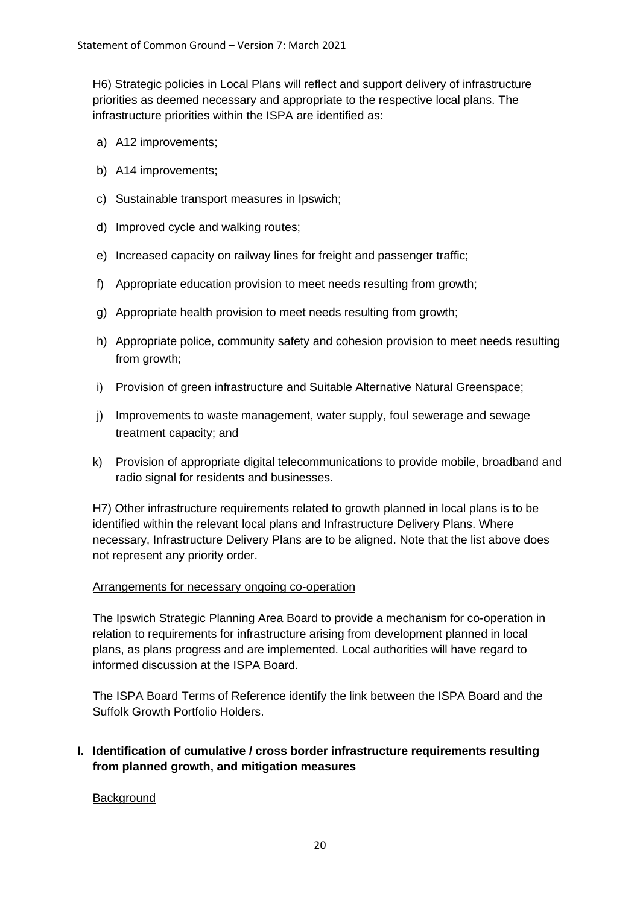H6) Strategic policies in Local Plans will reflect and support delivery of infrastructure priorities as deemed necessary and appropriate to the respective local plans. The infrastructure priorities within the ISPA are identified as:

a) A12 improvements;

b) A14 improvements;

c) Sustainable transport measures in Ipswich;

d) Improved cycle and walking routes;

e) Increased capacity on railway lines for freight and passenger traffic;

f) Appropriate education provision to meet needs resulting from growth;

g) Appropriate health provision to meet needs resulting from growth;

h) Appropriate police, community safety and cohesion provision to meet needs resulting from growth;

i) Provision of green infrastructure and Suitable Alternative Natural Greenspace;

j) Improvements to waste management, water supply, foul sewerage and sewage treatment capacity; and

k) Provision of appropriate digital telecommunications to provide mobile, broadband and radio signal for residents and businesses.

H7) Other infrastructure requirements related to growth planned in local plans is to be identified within the relevant local plans and Infrastructure Delivery Plans. Where necessary, Infrastructure Delivery Plans are to be aligned. Note that the list above does not represent any priority order.

Arrangements for necessary ongoing co-operation

The Ipswich Strategic Planning Area Board to provide a mechanism for co-operation in relation to requirements for infrastructure arising from development planned in local plans, as plans progress and are implemented. Local authorities will have regard to informed discussion at the ISPA Board.

The ISPA Board Terms of Reference identify the link between the ISPA Board and the Suffolk Growth Portfolio Holders.

## I. Identification of cumulative / cross border infrastructure requirements resulting from planned growth, and mitigation measures

Background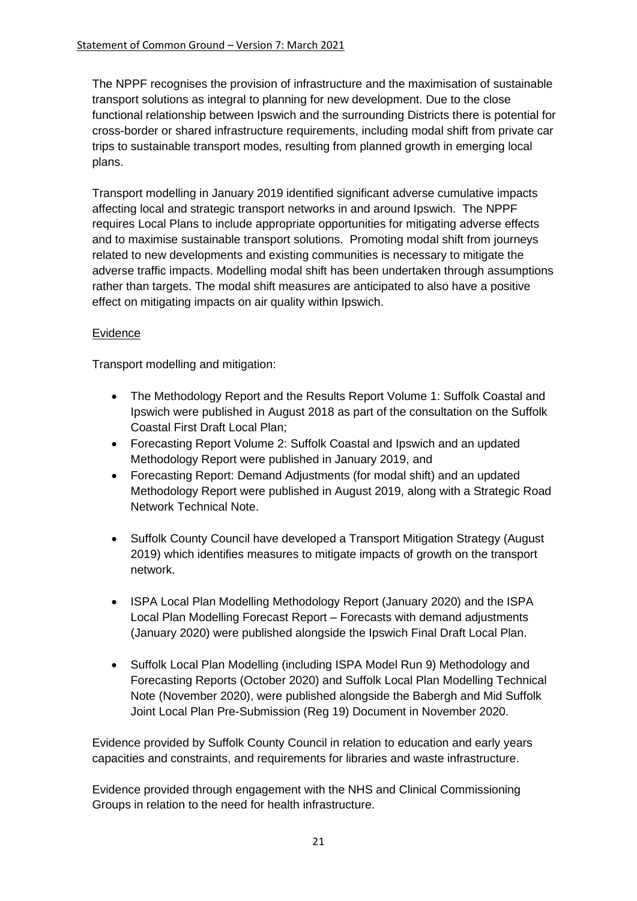The NPPF recognises the provision of infrastructure and the maximisation of sustainable transport solutions as integral to planning for new development. Due to the close functional relationship between Ipswich and the surrounding Districts there is potential for cross-border or shared infrastructure requirements, including modal shift from private car trips to sustainable transport modes, resulting from planned growth in emerging local plans.

Transport modelling in January 2019 identified significant adverse cumulative impacts affecting local and strategic transport networks in and around Ipswich. The NPPF requires Local Plans to include appropriate opportunities for mitigating adverse effects and to maximise sustainable transport solutions. Promoting modal shift from journeys related to new developments and existing communities is necessary to mitigate the adverse traffic impacts. Modelling modal shift has been undertaken through assumptions rather than targets. The modal shift measures are anticipated to also have a positive effect on mitigating impacts on air quality within Ipswich.

Evidence

Transport modelling and mitigation:

- The Methodology Report and the Results Report Volume 1: Suffolk Coastal and Ipswich were published in August 2018 as part of the consultation on the Suffolk Coastal First Draft Local Plan;
- Forecasting Report Volume 2: Suffolk Coastal and Ipswich and an updated Methodology Report were published in January 2019, and
- Forecasting Report: Demand Adjustments (for modal shift) and an updated Methodology Report were published in August 2019, along with a Strategic Road Network Technical Note.
- Suffolk County Council have developed a Transport Mitigation Strategy (August 2019) which identifies measures to mitigate impacts of growth on the transport network.
- ISPA Local Plan Modelling Methodology Report (January 2020) and the ISPA Local Plan Modelling Forecast Report – Forecasts with demand adjustments (January 2020) were published alongside the Ipswich Final Draft Local Plan.
- Suffolk Local Plan Modelling (including ISPA Model Run 9) Methodology and Forecasting Reports (October 2020) and Suffolk Local Plan Modelling Technical Note (November 2020), were published alongside the Babergh and Mid Suffolk Joint Local Plan Pre-Submission (Reg 19) Document in November 2020.

Evidence provided by Suffolk County Council in relation to education and early years capacities and constraints, and requirements for libraries and waste infrastructure.

Evidence provided through engagement with the NHS and Clinical Commissioning Groups in relation to the need for health infrastructure.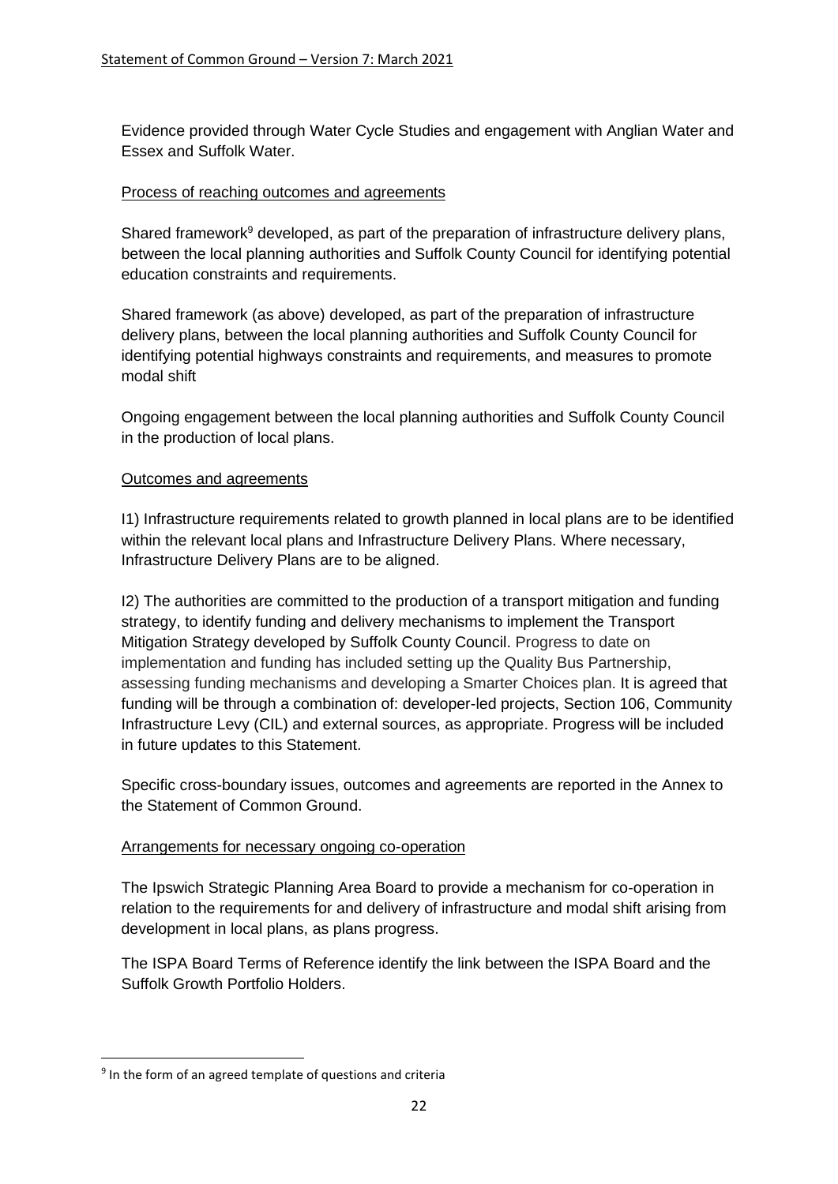Evidence provided through Water Cycle Studies and engagement with Anglian Water and Essex and Suffolk Water.

Process of reaching outcomes and agreements

Shared framework[9] developed, as part of the preparation of infrastructure delivery plans, between the local planning authorities and Suffolk County Council for identifying potential education constraints and requirements.

Shared framework (as above) developed, as part of the preparation of infrastructure delivery plans, between the local planning authorities and Suffolk County Council for identifying potential highways constraints and requirements, and measures to promote modal shift

Ongoing engagement between the local planning authorities and Suffolk County Council in the production of local plans.

Outcomes and agreements

I1) Infrastructure requirements related to growth planned in local plans are to be identified within the relevant local plans and Infrastructure Delivery Plans. Where necessary, Infrastructure Delivery Plans are to be aligned.

I2) The authorities are committed to the production of a transport mitigation and funding strategy, to identify funding and delivery mechanisms to implement the Transport Mitigation Strategy developed by Suffolk County Council. Progress to date on implementation and funding has included setting up the Quality Bus Partnership, assessing funding mechanisms and developing a Smarter Choices plan. It is agreed that funding will be through a combination of: developer-led projects, Section 106, Community Infrastructure Levy (CIL) and external sources, as appropriate. Progress will be included in future updates to this Statement.

Specific cross-boundary issues, outcomes and agreements are reported in the Annex to the Statement of Common Ground.

Arrangements for necessary ongoing co-operation

The Ipswich Strategic Planning Area Board to provide a mechanism for co-operation in relation to the requirements for and delivery of infrastructure and modal shift arising from development in local plans, as plans progress.

The ISPA Board Terms of Reference identify the link between the ISPA Board and the Suffolk Growth Portfolio Holders.

[9] In the form of an agreed template of questions and criteria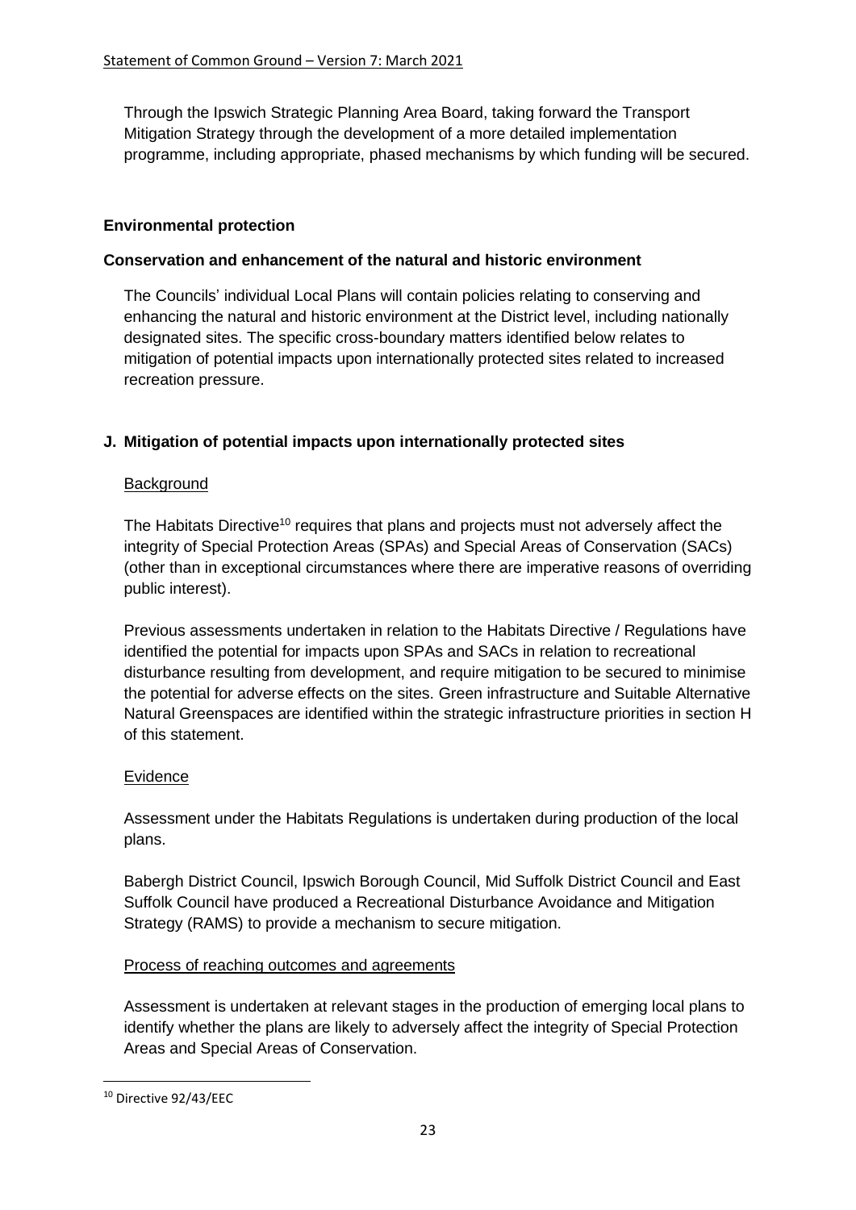Through the Ipswich Strategic Planning Area Board, taking forward the Transport Mitigation Strategy through the development of a more detailed implementation programme, including appropriate, phased mechanisms by which funding will be secured.

## Environmental protection

### Conservation and enhancement of the natural and historic environment

The Councils' individual Local Plans will contain policies relating to conserving and enhancing the natural and historic environment at the District level, including nationally designated sites. The specific cross-boundary matters identified below relates to mitigation of potential impacts upon internationally protected sites related to increased recreation pressure.

### J. Mitigation of potential impacts upon internationally protected sites

Background

The Habitats Directive[10] requires that plans and projects must not adversely affect the integrity of Special Protection Areas (SPAs) and Special Areas of Conservation (SACs) (other than in exceptional circumstances where there are imperative reasons of overriding public interest).

Previous assessments undertaken in relation to the Habitats Directive / Regulations have identified the potential for impacts upon SPAs and SACs in relation to recreational disturbance resulting from development, and require mitigation to be secured to minimise the potential for adverse effects on the sites. Green infrastructure and Suitable Alternative Natural Greenspaces are identified within the strategic infrastructure priorities in section H of this statement.

Evidence

Assessment under the Habitats Regulations is undertaken during production of the local plans.

Babergh District Council, Ipswich Borough Council, Mid Suffolk District Council and East Suffolk Council have produced a Recreational Disturbance Avoidance and Mitigation Strategy (RAMS) to provide a mechanism to secure mitigation.

Process of reaching outcomes and agreements

Assessment is undertaken at relevant stages in the production of emerging local plans to identify whether the plans are likely to adversely affect the integrity of Special Protection Areas and Special Areas of Conservation.

[10] Directive 92/43/EEC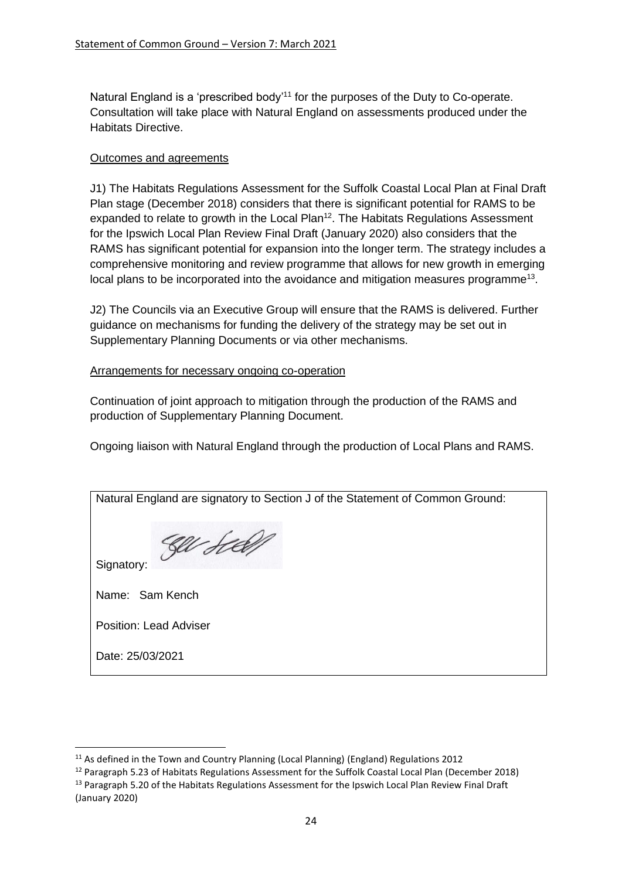Natural England is a 'prescribed body'[11] for the purposes of the Duty to Co-operate. Consultation will take place with Natural England on assessments produced under the Habitats Directive.

Outcomes and agreements

J1) The Habitats Regulations Assessment for the Suffolk Coastal Local Plan at Final Draft Plan stage (December 2018) considers that there is significant potential for RAMS to be expanded to relate to growth in the Local Plan[12]. The Habitats Regulations Assessment for the Ipswich Local Plan Review Final Draft (January 2020) also considers that the RAMS has significant potential for expansion into the longer term. The strategy includes a comprehensive monitoring and review programme that allows for new growth in emerging local plans to be incorporated into the avoidance and mitigation measures programme[13].

J2) The Councils via an Executive Group will ensure that the RAMS is delivered. Further guidance on mechanisms for funding the delivery of the strategy may be set out in Supplementary Planning Documents or via other mechanisms.

Arrangements for necessary ongoing co-operation

Continuation of joint approach to mitigation through the production of the RAMS and production of Supplementary Planning Document.

Ongoing liaison with Natural England through the production of Local Plans and RAMS.

| Natural England are signatory to Section J of the Statement of Common Ground: |
|---|
| Signatory: |
| Name: Sam Kench |
| Position: Lead Adviser |
| Date: 25/03/2021 |

[11] As defined in the Town and Country Planning (Local Planning) (England) Regulations 2012

[12] Paragraph 5.23 of Habitats Regulations Assessment for the Suffolk Coastal Local Plan (December 2018)

[13] Paragraph 5.20 of the Habitats Regulations Assessment for the Ipswich Local Plan Review Final Draft (January 2020)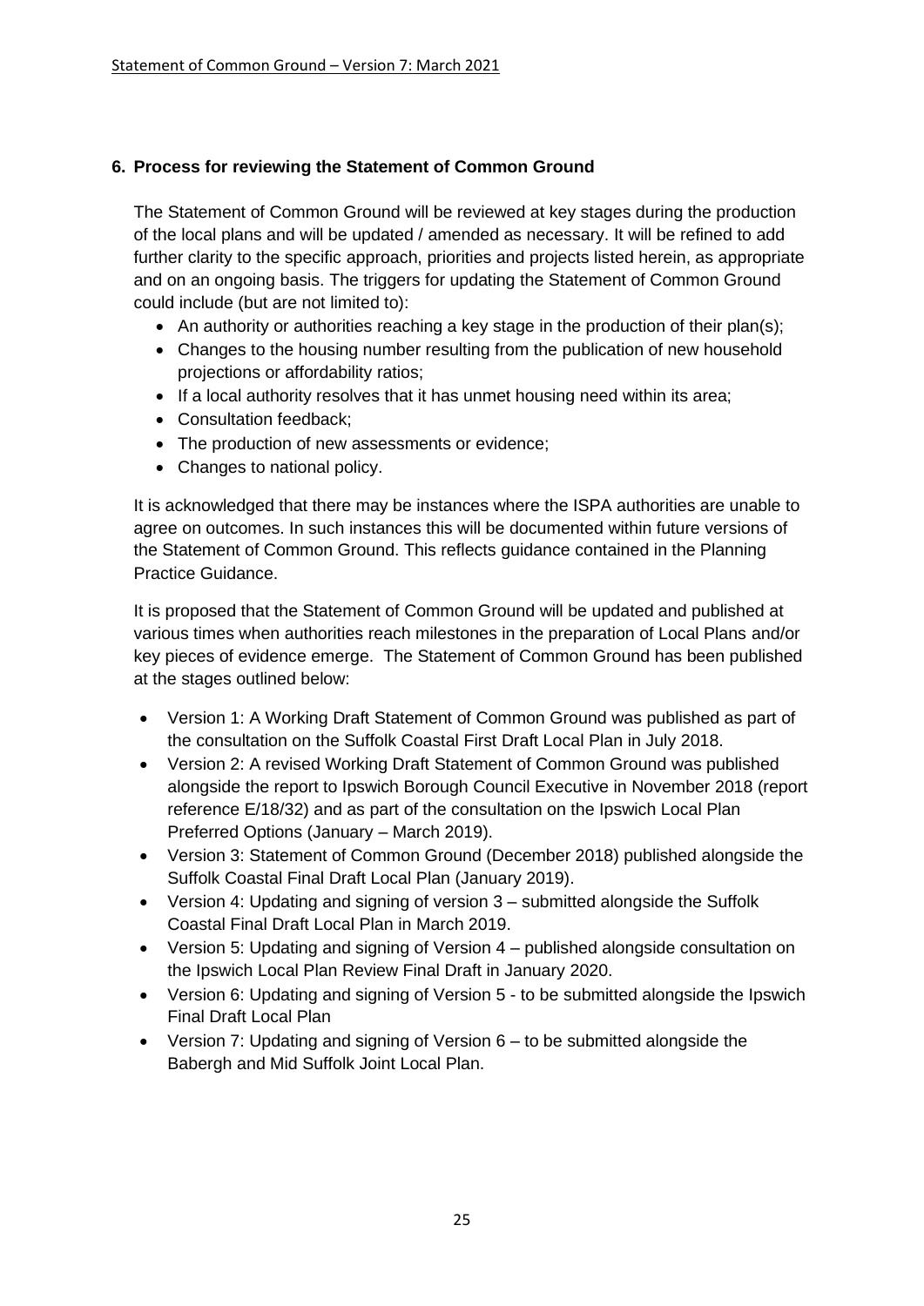## 6. Process for reviewing the Statement of Common Ground

The Statement of Common Ground will be reviewed at key stages during the production of the local plans and will be updated / amended as necessary. It will be refined to add further clarity to the specific approach, priorities and projects listed herein, as appropriate and on an ongoing basis. The triggers for updating the Statement of Common Ground could include (but are not limited to):

- An authority or authorities reaching a key stage in the production of their plan(s);
- Changes to the housing number resulting from the publication of new household projections or affordability ratios;
- If a local authority resolves that it has unmet housing need within its area;
- Consultation feedback;
- The production of new assessments or evidence;
- Changes to national policy.

It is acknowledged that there may be instances where the ISPA authorities are unable to agree on outcomes. In such instances this will be documented within future versions of the Statement of Common Ground. This reflects guidance contained in the Planning Practice Guidance.

It is proposed that the Statement of Common Ground will be updated and published at various times when authorities reach milestones in the preparation of Local Plans and/or key pieces of evidence emerge. The Statement of Common Ground has been published at the stages outlined below:

- Version 1: A Working Draft Statement of Common Ground was published as part of the consultation on the Suffolk Coastal First Draft Local Plan in July 2018.
- Version 2: A revised Working Draft Statement of Common Ground was published alongside the report to Ipswich Borough Council Executive in November 2018 (report reference E/18/32) and as part of the consultation on the Ipswich Local Plan Preferred Options (January – March 2019).
- Version 3: Statement of Common Ground (December 2018) published alongside the Suffolk Coastal Final Draft Local Plan (January 2019).
- Version 4: Updating and signing of version 3 – submitted alongside the Suffolk Coastal Final Draft Local Plan in March 2019.
- Version 5: Updating and signing of Version 4 – published alongside consultation on the Ipswich Local Plan Review Final Draft in January 2020.
- Version 6: Updating and signing of Version 5 - to be submitted alongside the Ipswich Final Draft Local Plan
- Version 7: Updating and signing of Version 6 – to be submitted alongside the Babergh and Mid Suffolk Joint Local Plan.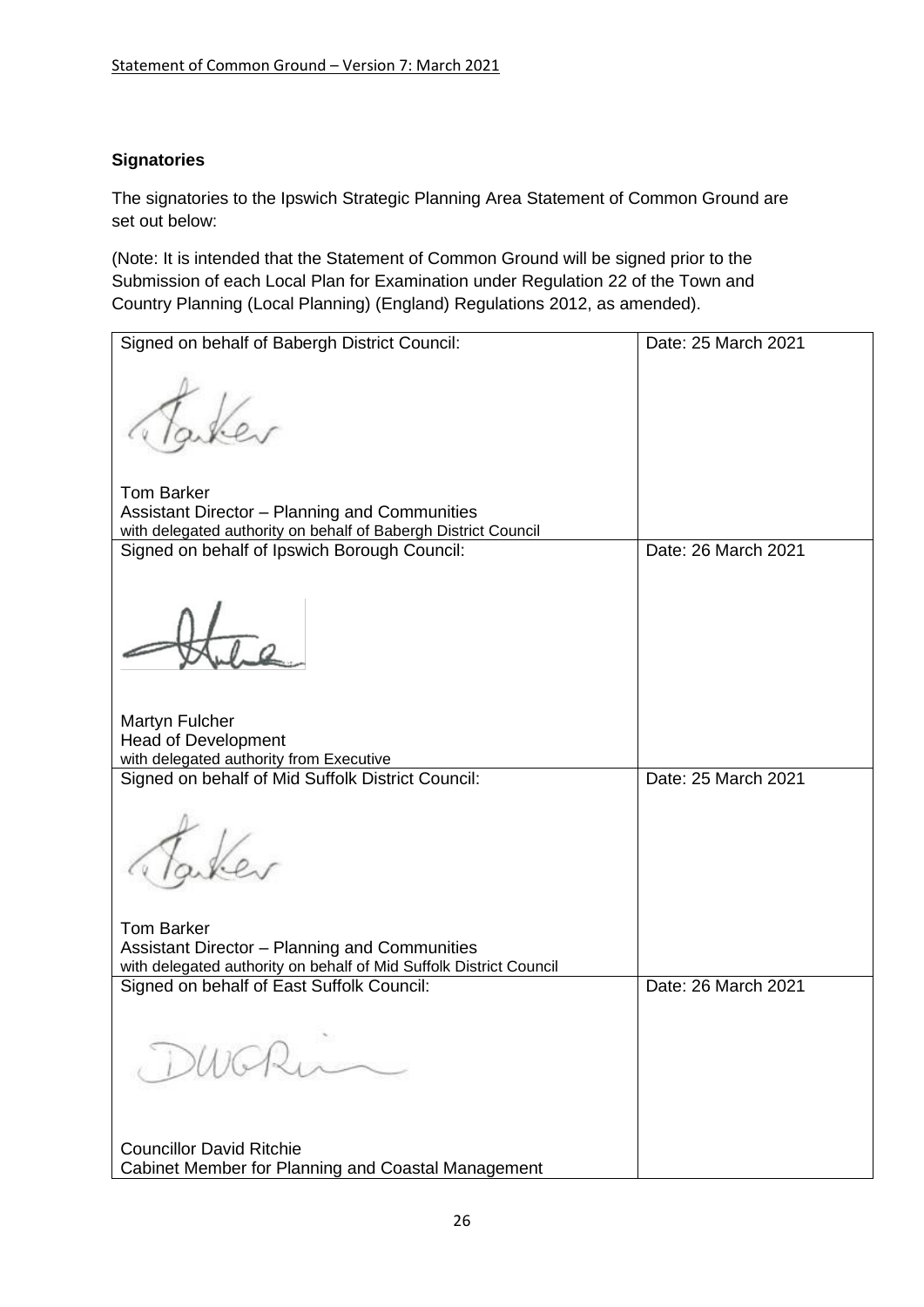**Signatories**

The signatories to the Ipswich Strategic Planning Area Statement of Common Ground are set out below:

(Note: It is intended that the Statement of Common Ground will be signed prior to the Submission of each Local Plan for Examination under Regulation 22 of the Town and Country Planning (Local Planning) (England) Regulations 2012, as amended).

| Signed on behalf of Babergh District Council: | Date: 25 March 2021 |
| --- | --- |
| Tom Barker<br>Assistant Director – Planning and Communities<br>with delegated authority on behalf of Babergh District Council | |
| Signed on behalf of Ipswich Borough Council: | Date: 26 March 2021 |
| Martyn Fulcher<br>Head of Development<br>with delegated authority from Executive | |
| Signed on behalf of Mid Suffolk District Council: | Date: 25 March 2021 |
| Tom Barker<br>Assistant Director – Planning and Communities<br>with delegated authority on behalf of Mid Suffolk District Council | |
| Signed on behalf of East Suffolk Council: | Date: 26 March 2021 |
| Councillor David Ritchie<br>Cabinet Member for Planning and Coastal Management | |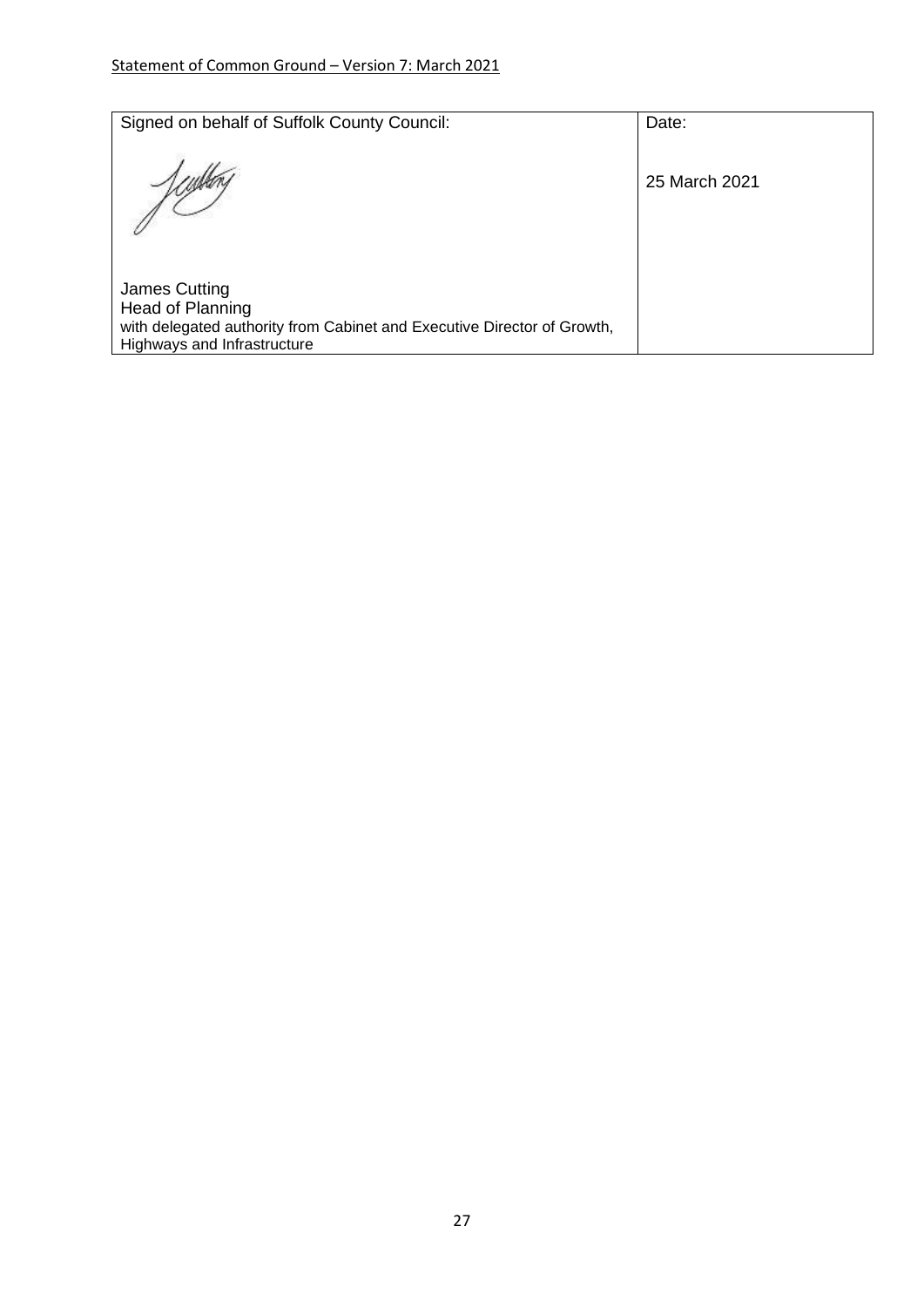| Signed on behalf of Suffolk County Council: | Date: |
| --- | --- |
| James Cutting<br>Head of Planning<br>with delegated authority from Cabinet and Executive Director of Growth, Highways and Infrastructure | 25 March 2021 |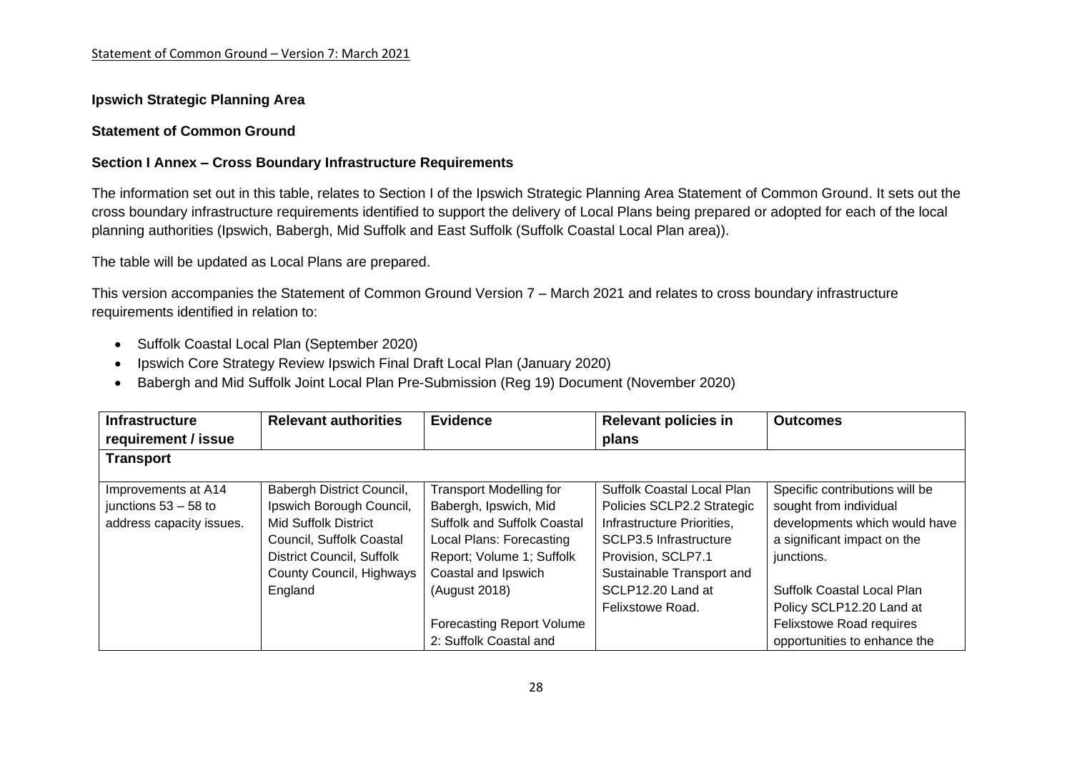**Ipswich Strategic Planning Area**

**Statement of Common Ground**

**Section I Annex – Cross Boundary Infrastructure Requirements**

The information set out in this table, relates to Section I of the Ipswich Strategic Planning Area Statement of Common Ground. It sets out the cross boundary infrastructure requirements identified to support the delivery of Local Plans being prepared or adopted for each of the local planning authorities (Ipswich, Babergh, Mid Suffolk and East Suffolk (Suffolk Coastal Local Plan area)).

The table will be updated as Local Plans are prepared.

This version accompanies the Statement of Common Ground Version 7 – March 2021 and relates to cross boundary infrastructure requirements identified in relation to:

- Suffolk Coastal Local Plan (September 2020)
- Ipswich Core Strategy Review Ipswich Final Draft Local Plan (January 2020)
- Babergh and Mid Suffolk Joint Local Plan Pre-Submission (Reg 19) Document (November 2020)

| Infrastructure requirement / issue | Relevant authorities | Evidence | Relevant policies in plans | Outcomes |
|---|---|---|---|---|
| **Transport** | | | | |
| Improvements at A14 junctions 53 – 58 to address capacity issues. | Babergh District Council, Ipswich Borough Council, Mid Suffolk District Council, Suffolk Coastal District Council, Suffolk County Council, Highways England | Transport Modelling for Babergh, Ipswich, Mid Suffolk and Suffolk Coastal Local Plans: Forecasting Report; Volume 1; Suffolk Coastal and Ipswich (August 2018)<br><br>Forecasting Report Volume 2: Suffolk Coastal and | Suffolk Coastal Local Plan Policies SCLP2.2 Strategic Infrastructure Priorities, SCLP3.5 Infrastructure Provision, SCLP7.1 Sustainable Transport and SCLP12.20 Land at Felixstowe Road. | Specific contributions will be sought from individual developments which would have a significant impact on the junctions.<br><br>Suffolk Coastal Local Plan Policy SCLP12.20 Land at Felixstowe Road requires opportunities to enhance the |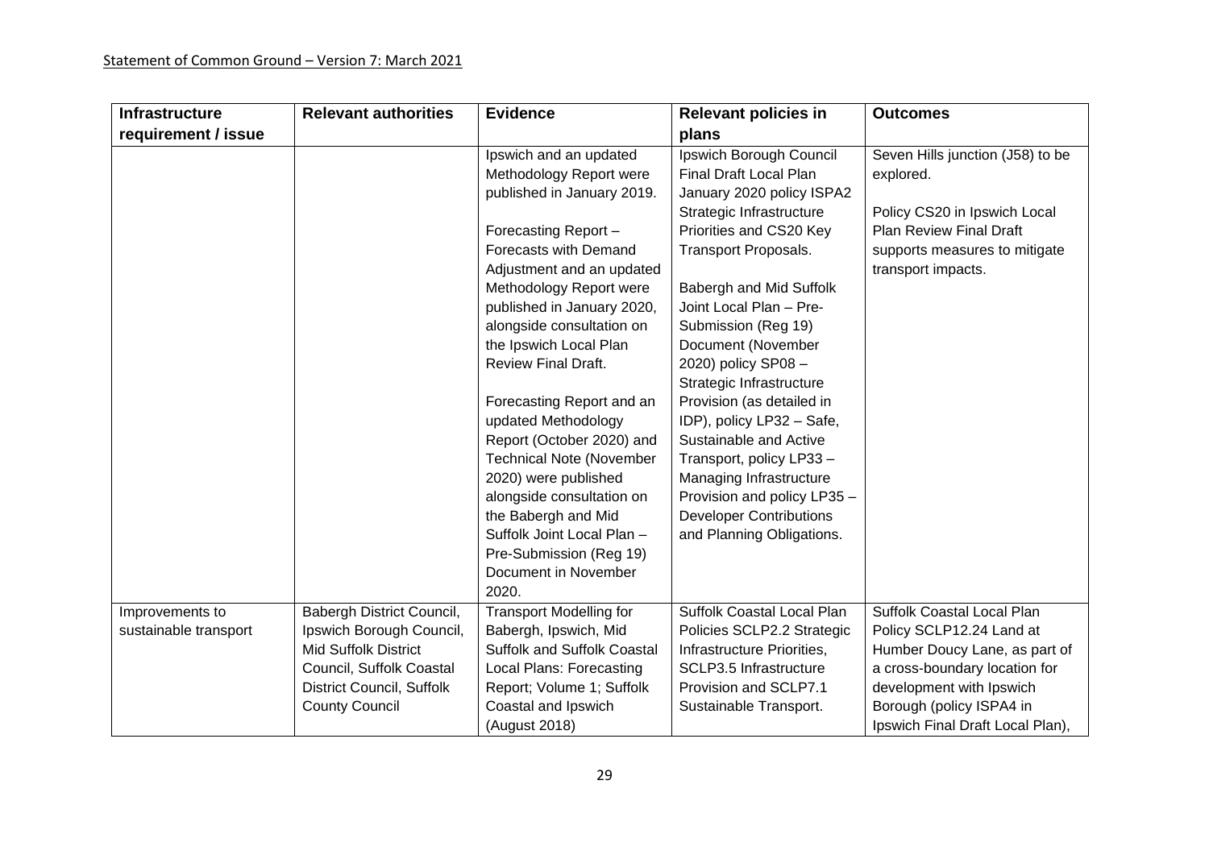| Infrastructure requirement / issue | Relevant authorities | Evidence | Relevant policies in plans | Outcomes |
|---|---|---|---|---|
| | | Ipswich and an updated Methodology Report were published in January 2019.<br><br>Forecasting Report – Forecasts with Demand Adjustment and an updated Methodology Report were published in January 2020, alongside consultation on the Ipswich Local Plan Review Final Draft.<br><br>Forecasting Report and an updated Methodology Report (October 2020) and Technical Note (November 2020) were published alongside consultation on the Babergh and Mid Suffolk Joint Local Plan – Pre-Submission (Reg 19) Document in November 2020. | Ipswich Borough Council Final Draft Local Plan January 2020 policy ISPA2 Strategic Infrastructure Priorities and CS20 Key Transport Proposals.<br><br>Babergh and Mid Suffolk Joint Local Plan – Pre-Submission (Reg 19) Document (November 2020) policy SP08 – Strategic Infrastructure Provision (as detailed in IDP), policy LP32 – Safe, Sustainable and Active Transport, policy LP33 – Managing Infrastructure Provision and policy LP35 – Developer Contributions and Planning Obligations. | Seven Hills junction (J58) to be explored.<br><br>Policy CS20 in Ipswich Local Plan Review Final Draft supports measures to mitigate transport impacts. |
| Improvements to sustainable transport | Babergh District Council, Ipswich Borough Council, Mid Suffolk District Council, Suffolk Coastal District Council, Suffolk County Council | Transport Modelling for Babergh, Ipswich, Mid Suffolk and Suffolk Coastal Local Plans: Forecasting Report; Volume 1; Suffolk Coastal and Ipswich (August 2018) | Suffolk Coastal Local Plan Policies SCLP2.2 Strategic Infrastructure Priorities, SCLP3.5 Infrastructure Provision and SCLP7.1 Sustainable Transport. | Suffolk Coastal Local Plan Policy SCLP12.24 Land at Humber Doucy Lane, as part of a cross-boundary location for development with Ipswich Borough (policy ISPA4 in Ipswich Final Draft Local Plan), |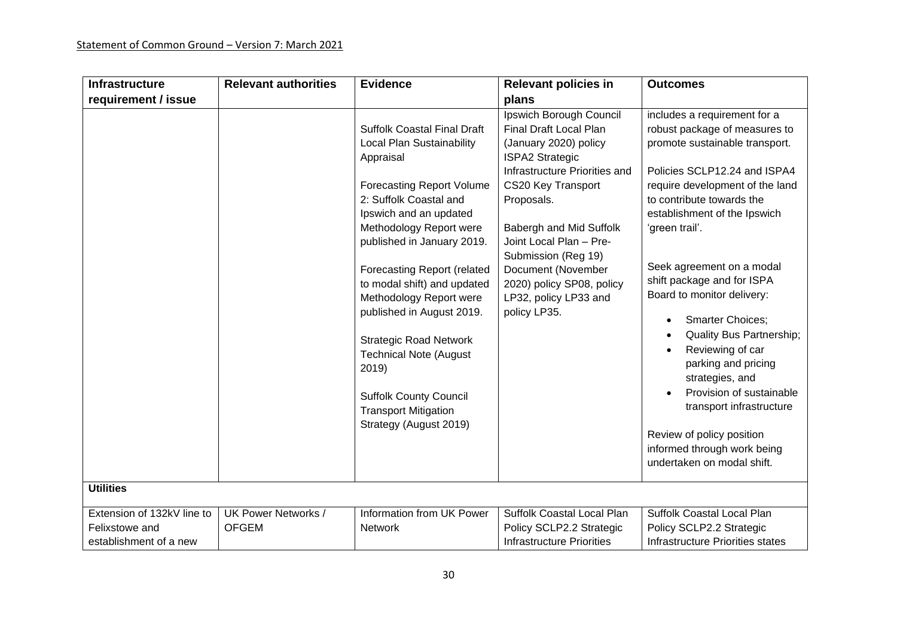| Infrastructure requirement / issue | Relevant authorities | Evidence | Relevant policies in plans | Outcomes |
|---|---|---|---|---|
| | | Suffolk Coastal Final Draft Local Plan Sustainability Appraisal<br><br>Forecasting Report Volume 2: Suffolk Coastal and Ipswich and an updated Methodology Report were published in January 2019.<br><br>Forecasting Report (related to modal shift) and updated Methodology Report were published in August 2019.<br><br>Strategic Road Network Technical Note (August 2019)<br><br>Suffolk County Council Transport Mitigation Strategy (August 2019) | Ipswich Borough Council Final Draft Local Plan (January 2020) policy ISPA2 Strategic Infrastructure Priorities and CS20 Key Transport Proposals.<br><br>Babergh and Mid Suffolk Joint Local Plan – Pre-Submission (Reg 19) Document (November 2020) policy SP08, policy LP32, policy LP33 and policy LP35. | includes a requirement for a robust package of measures to promote sustainable transport.<br><br>Policies SCLP12.24 and ISPA4 require development of the land to contribute towards the establishment of the Ipswich 'green trail'.<br><br>Seek agreement on a modal shift package and for ISPA Board to monitor delivery:<br>• Smarter Choices;<br>• Quality Bus Partnership;<br>• Reviewing of car parking and pricing strategies, and<br>• Provision of sustainable transport infrastructure<br><br>Review of policy position informed through work being undertaken on modal shift. |
| **Utilities** | | | | |
| Extension of 132kV line to Felixstowe and establishment of a new | UK Power Networks / OFGEM | Information from UK Power Network | Suffolk Coastal Local Plan Policy SCLP2.2 Strategic Infrastructure Priorities | Suffolk Coastal Local Plan Policy SCLP2.2 Strategic Infrastructure Priorities states |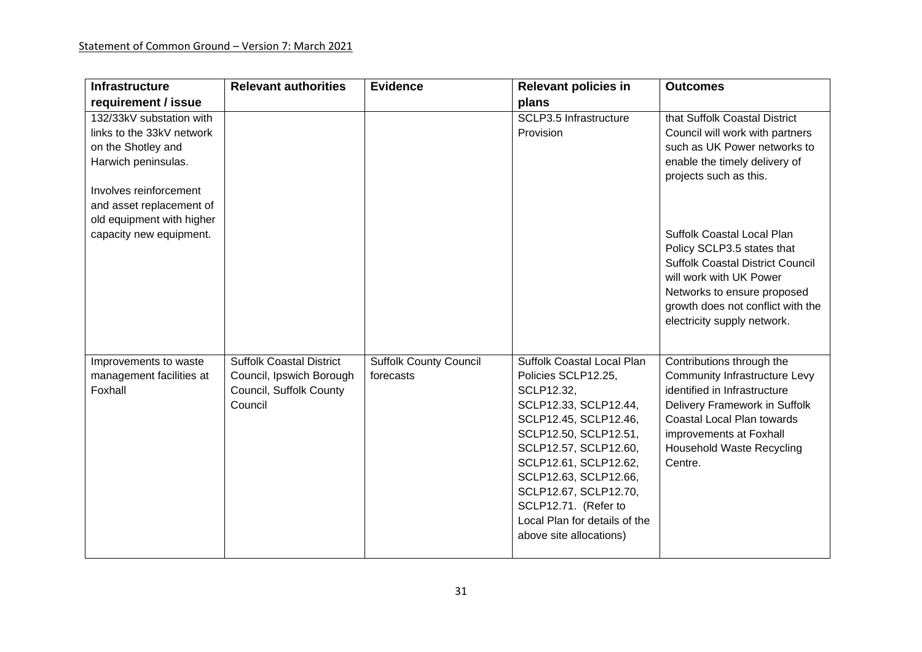| Infrastructure requirement / issue | Relevant authorities | Evidence | Relevant policies in plans | Outcomes |
|---|---|---|---|---|
| 132/33kV substation with links to the 33kV network on the Shotley and Harwich peninsulas.<br><br>Involves reinforcement and asset replacement of old equipment with higher capacity new equipment. | | | SCLP3.5 Infrastructure Provision | that Suffolk Coastal District Council will work with partners such as UK Power networks to enable the timely delivery of projects such as this.<br><br>Suffolk Coastal Local Plan Policy SCLP3.5 states that Suffolk Coastal District Council will work with UK Power Networks to ensure proposed growth does not conflict with the electricity supply network. |
| Improvements to waste management facilities at Foxhall | Suffolk Coastal District Council, Ipswich Borough Council, Suffolk County Council | Suffolk County Council forecasts | Suffolk Coastal Local Plan Policies SCLP12.25, SCLP12.32, SCLP12.33, SCLP12.44, SCLP12.45, SCLP12.46, SCLP12.50, SCLP12.51, SCLP12.57, SCLP12.60, SCLP12.61, SCLP12.62, SCLP12.63, SCLP12.66, SCLP12.67, SCLP12.70, SCLP12.71. (Refer to Local Plan for details of the above site allocations) | Contributions through the Community Infrastructure Levy identified in Infrastructure Delivery Framework in Suffolk Coastal Local Plan towards improvements at Foxhall Household Waste Recycling Centre. |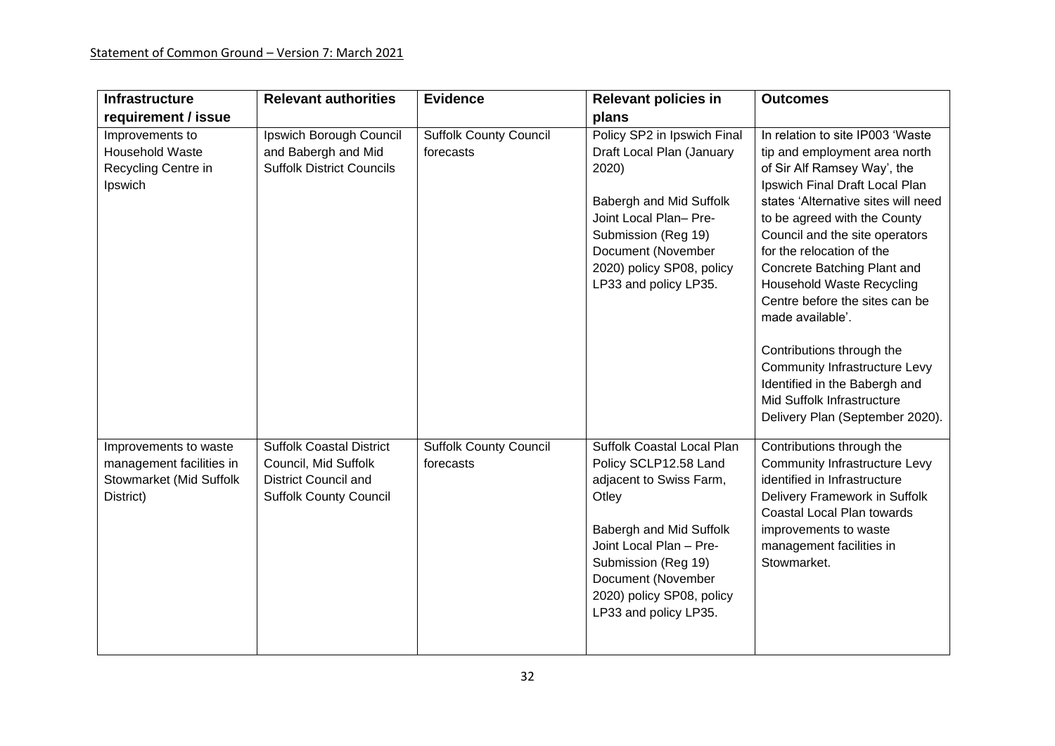| Infrastructure requirement / issue | Relevant authorities | Evidence | Relevant policies in plans | Outcomes |
|---|---|---|---|---|
| Improvements to Household Waste Recycling Centre in Ipswich | Ipswich Borough Council and Babergh and Mid Suffolk District Councils | Suffolk County Council forecasts | Policy SP2 in Ipswich Final Draft Local Plan (January 2020)<br><br>Babergh and Mid Suffolk Joint Local Plan– Pre-Submission (Reg 19) Document (November 2020) policy SP08, policy LP33 and policy LP35. | In relation to site IP003 'Waste tip and employment area north of Sir Alf Ramsey Way', the Ipswich Final Draft Local Plan states 'Alternative sites will need to be agreed with the County Council and the site operators for the relocation of the Concrete Batching Plant and Household Waste Recycling Centre before the sites can be made available'.<br><br>Contributions through the Community Infrastructure Levy Identified in the Babergh and Mid Suffolk Infrastructure Delivery Plan (September 2020). |
| Improvements to waste management facilities in Stowmarket (Mid Suffolk District) | Suffolk Coastal District Council, Mid Suffolk District Council and Suffolk County Council | Suffolk County Council forecasts | Suffolk Coastal Local Plan Policy SCLP12.58 Land adjacent to Swiss Farm, Otley<br><br>Babergh and Mid Suffolk Joint Local Plan – Pre-Submission (Reg 19) Document (November 2020) policy SP08, policy LP33 and policy LP35. | Contributions through the Community Infrastructure Levy identified in Infrastructure Delivery Framework in Suffolk Coastal Local Plan towards improvements to waste management facilities in Stowmarket. |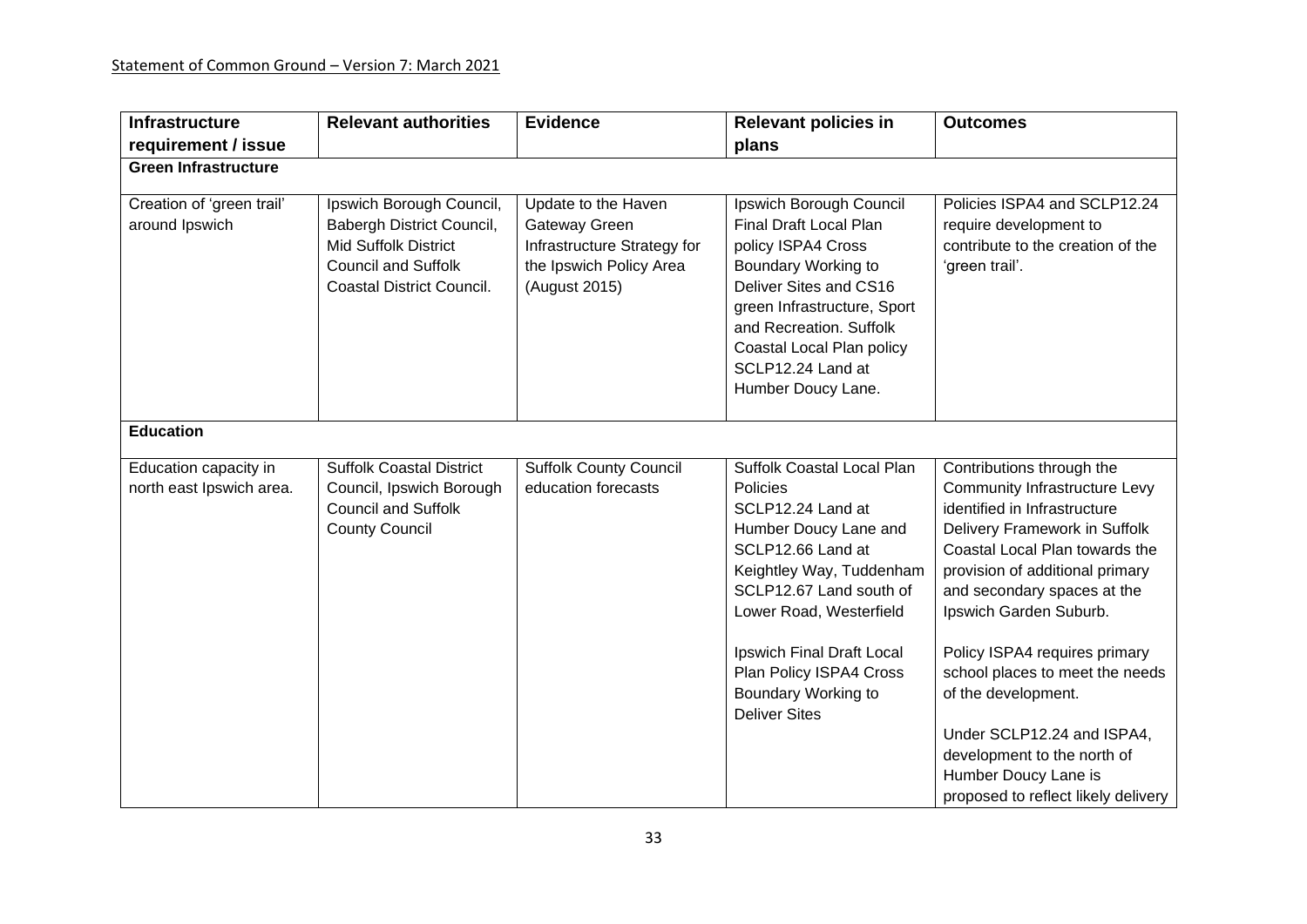| Infrastructure requirement / issue | Relevant authorities | Evidence | Relevant policies in plans | Outcomes |
|---|---|---|---|---|
| **Green Infrastructure** | | | | |
| Creation of 'green trail' around Ipswich | Ipswich Borough Council, Babergh District Council, Mid Suffolk District Council and Suffolk Coastal District Council. | Update to the Haven Gateway Green Infrastructure Strategy for the Ipswich Policy Area (August 2015) | Ipswich Borough Council Final Draft Local Plan policy ISPA4 Cross Boundary Working to Deliver Sites and CS16 green Infrastructure, Sport and Recreation. Suffolk Coastal Local Plan policy SCLP12.24 Land at Humber Doucy Lane. | Policies ISPA4 and SCLP12.24 require development to contribute to the creation of the 'green trail'. |
| **Education** | | | | |
| Education capacity in north east Ipswich area. | Suffolk Coastal District Council, Ipswich Borough Council and Suffolk County Council | Suffolk County Council education forecasts | Suffolk Coastal Local Plan Policies SCLP12.24 Land at Humber Doucy Lane and SCLP12.66 Land at Keightley Way, Tuddenham SCLP12.67 Land south of Lower Road, Westerfield<br><br>Ipswich Final Draft Local Plan Policy ISPA4 Cross Boundary Working to Deliver Sites | Contributions through the Community Infrastructure Levy identified in Infrastructure Delivery Framework in Suffolk Coastal Local Plan towards the provision of additional primary and secondary spaces at the Ipswich Garden Suburb.<br><br>Policy ISPA4 requires primary school places to meet the needs of the development.<br><br>Under SCLP12.24 and ISPA4, development to the north of Humber Doucy Lane is proposed to reflect likely delivery |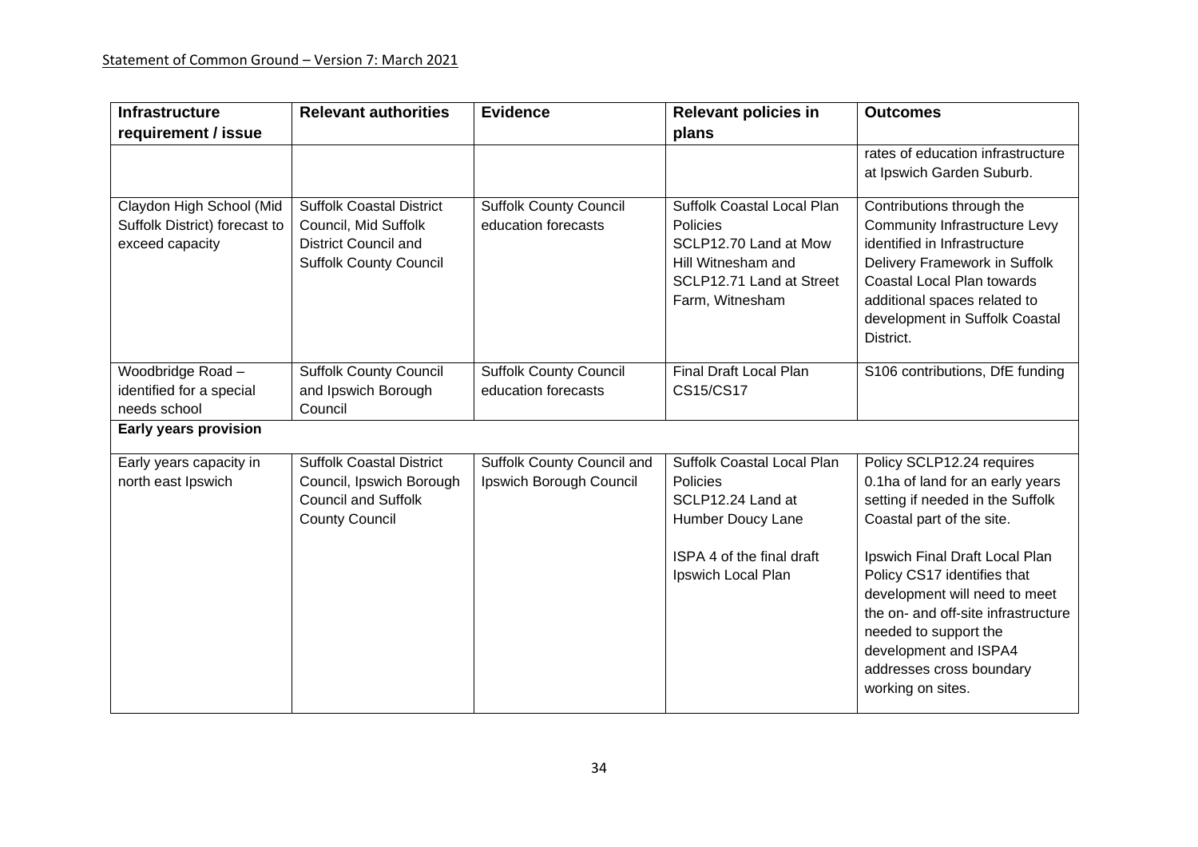| Infrastructure requirement / issue | Relevant authorities | Evidence | Relevant policies in plans | Outcomes |
|---|---|---|---|---|
| | | | | rates of education infrastructure at Ipswich Garden Suburb. |
| Claydon High School (Mid Suffolk District) forecast to exceed capacity | Suffolk Coastal District Council, Mid Suffolk District Council and Suffolk County Council | Suffolk County Council education forecasts | Suffolk Coastal Local Plan Policies SCLP12.70 Land at Mow Hill Witnesham and SCLP12.71 Land at Street Farm, Witnesham | Contributions through the Community Infrastructure Levy identified in Infrastructure Delivery Framework in Suffolk Coastal Local Plan towards additional spaces related to development in Suffolk Coastal District. |
| Woodbridge Road – identified for a special needs school | Suffolk County Council and Ipswich Borough Council | Suffolk County Council education forecasts | Final Draft Local Plan CS15/CS17 | S106 contributions, DfE funding |
| **Early years provision** | | | | |
| Early years capacity in north east Ipswich | Suffolk Coastal District Council, Ipswich Borough Council and Suffolk County Council | Suffolk County Council and Ipswich Borough Council | Suffolk Coastal Local Plan Policies SCLP12.24 Land at Humber Doucy Lane<br><br>ISPA 4 of the final draft Ipswich Local Plan | Policy SCLP12.24 requires 0.1ha of land for an early years setting if needed in the Suffolk Coastal part of the site.<br><br>Ipswich Final Draft Local Plan Policy CS17 identifies that development will need to meet the on- and off-site infrastructure needed to support the development and ISPA4 addresses cross boundary working on sites. |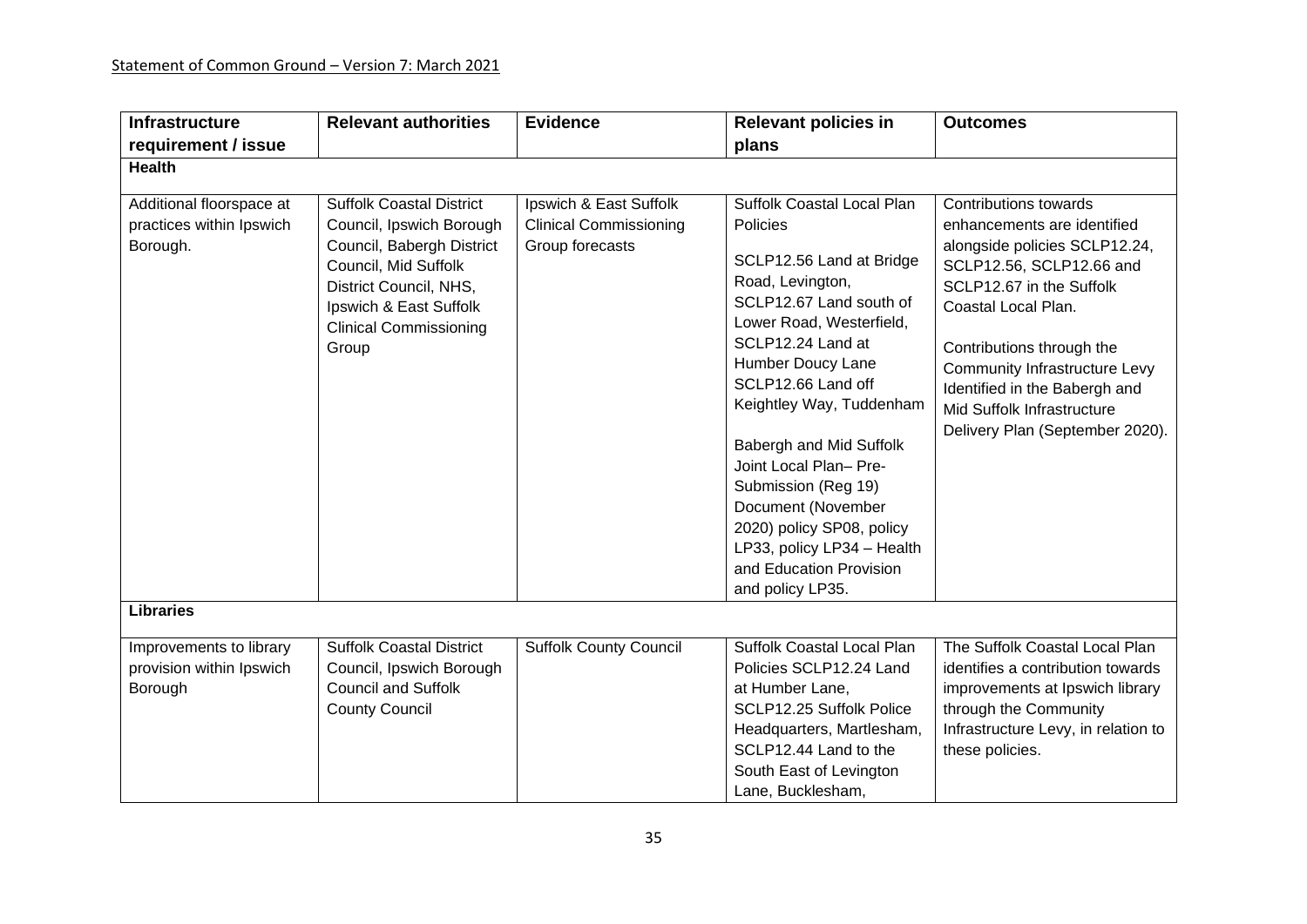| Infrastructure requirement / issue | Relevant authorities | Evidence | Relevant policies in plans | Outcomes |
|---|---|---|---|---|
| **Health** | | | | |
| Additional floorspace at practices within Ipswich Borough. | Suffolk Coastal District Council, Ipswich Borough Council, Babergh District Council, Mid Suffolk District Council, NHS, Ipswich & East Suffolk Clinical Commissioning Group | Ipswich & East Suffolk Clinical Commissioning Group forecasts | Suffolk Coastal Local Plan Policies<br><br>SCLP12.56 Land at Bridge Road, Levington, SCLP12.67 Land south of Lower Road, Westerfield, SCLP12.24 Land at Humber Doucy Lane SCLP12.66 Land off Keightley Way, Tuddenham<br><br>Babergh and Mid Suffolk Joint Local Plan– Pre-Submission (Reg 19) Document (November 2020) policy SP08, policy LP33, policy LP34 – Health and Education Provision and policy LP35. | Contributions towards enhancements are identified alongside policies SCLP12.24, SCLP12.56, SCLP12.66 and SCLP12.67 in the Suffolk Coastal Local Plan.<br><br>Contributions through the Community Infrastructure Levy Identified in the Babergh and Mid Suffolk Infrastructure Delivery Plan (September 2020). |
| **Libraries** | | | | |
| Improvements to library provision within Ipswich Borough | Suffolk Coastal District Council, Ipswich Borough Council and Suffolk County Council | Suffolk County Council | Suffolk Coastal Local Plan Policies SCLP12.24 Land at Humber Lane, SCLP12.25 Suffolk Police Headquarters, Martlesham, SCLP12.44 Land to the South East of Levington Lane, Bucklesham, | The Suffolk Coastal Local Plan identifies a contribution towards improvements at Ipswich library through the Community Infrastructure Levy, in relation to these policies. |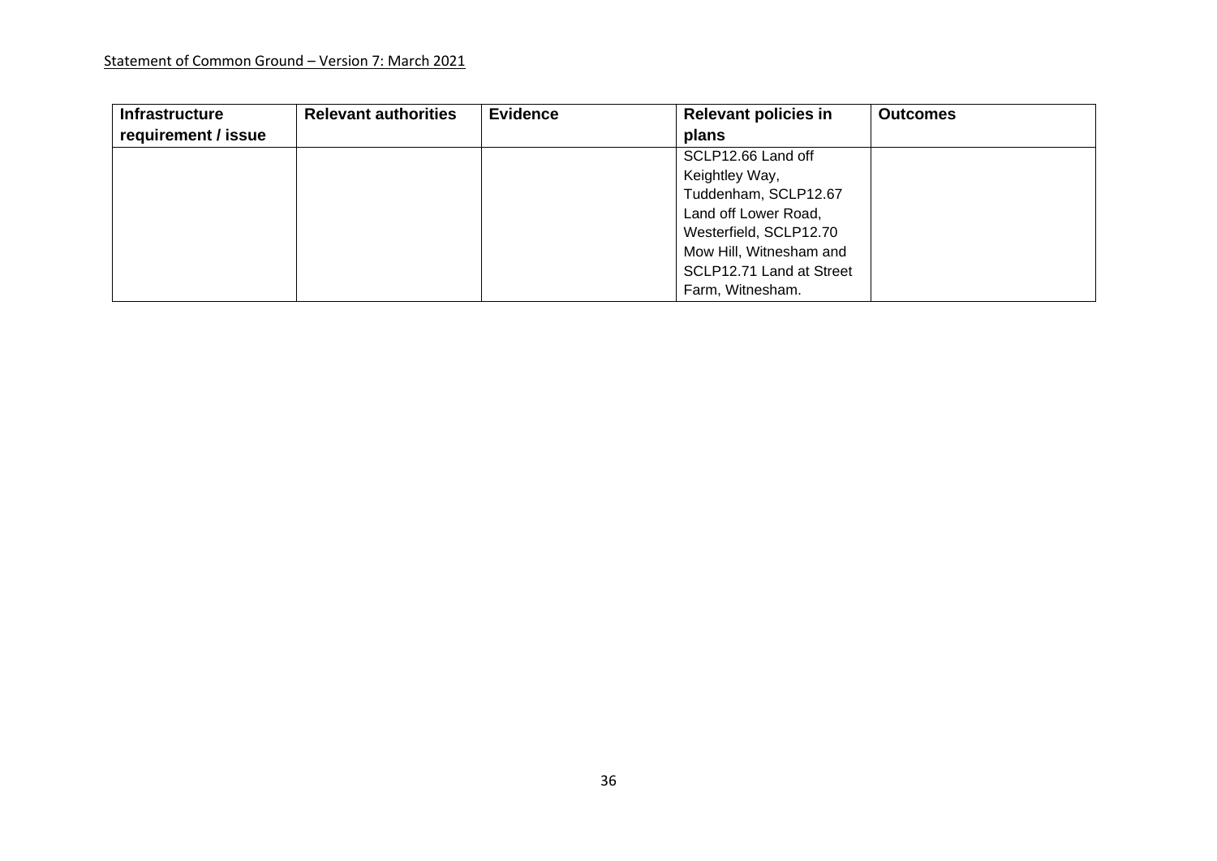| Infrastructure requirement / issue | Relevant authorities | Evidence | Relevant policies in plans | Outcomes |
| --- | --- | --- | --- | --- |
| | | | SCLP12.66 Land off Keightley Way, Tuddenham, SCLP12.67 Land off Lower Road, Westerfield, SCLP12.70 Mow Hill, Witnesham and SCLP12.71 Land at Street Farm, Witnesham. | |